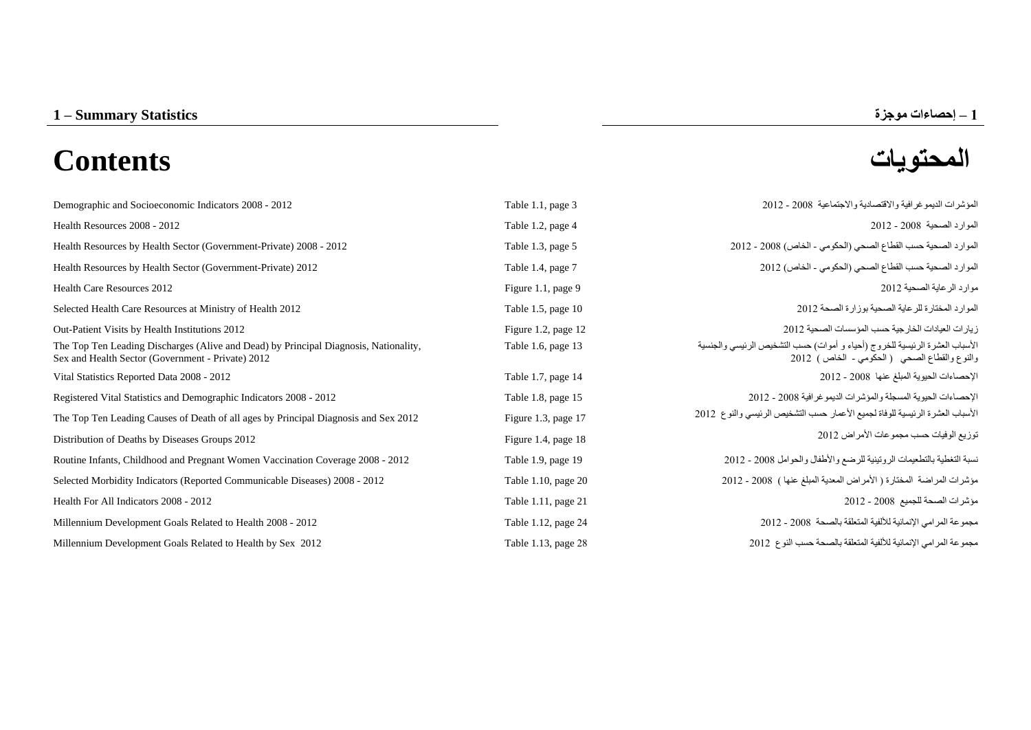# 1 – Summary Statistics

# 1 – إحصاءات موجزة

# Contents

# المحتويات

| | | |
|---|---|---|
| Demographic and Socioeconomic Indicators 2008 - 2012 | Table 1.1, page 3 | المؤشرات الديموغرافية والاقتصادية والاجتماعية 2008 - 2012 |
| Health Resources 2008 - 2012 | Table 1.2, page 4 | الموارد الصحية 2008 - 2012 |
| Health Resources by Health Sector (Government-Private) 2008 - 2012 | Table 1.3, page 5 | الموارد الصحية حسب القطاع الصحي (الحكومي - الخاص) 2008 - 2012 |
| Health Resources by Health Sector (Government-Private) 2012 | Table 1.4, page 7 | الموارد الصحية حسب القطاع الصحي (الحكومي - الخاص) 2012 |
| Health Care Resources 2012 | Figure 1.1, page 9 | موارد الرعاية الصحية 2012 |
| Selected Health Care Resources at Ministry of Health 2012 | Table 1.5, page 10 | الموارد المختارة للرعاية الصحية بوزارة الصحة 2012 |
| Out-Patient Visits by Health Institutions 2012 | Figure 1.2, page 12 | زيارات العيادات الخارجية حسب المؤسسات الصحية 2012 |
| The Top Ten Leading Discharges (Alive and Dead) by Principal Diagnosis, Nationality, Sex and Health Sector (Government - Private) 2012 | Table 1.6, page 13 | الأسباب العشرة الرئيسية للخروج (أحياء و أموات) حسب التشخيص الرئيسي والجنسية والنوع والقطاع الصحي ( الحكومي - الخاص ) 2012 |
| Vital Statistics Reported Data 2008 - 2012 | Table 1.7, page 14 | الإحصاءات الحيوية المبلغ عنها 2008 - 2012 |
| Registered Vital Statistics and Demographic Indicators 2008 - 2012 | Table 1.8, page 15 | الإحصاءات الحيوية المسجلة والمؤشرات الديموغرافية 2008 - 2012 |
| The Top Ten Leading Causes of Death of all ages by Principal Diagnosis and Sex 2012 | Figure 1.3, page 17 | الأسباب العشرة الرئيسية للوفاة لجميع الأعمار حسب التشخيص الرئيسي والنوع 2012 |
| Distribution of Deaths by Diseases Groups 2012 | Figure 1.4, page 18 | توزيع الوفيات حسب مجموعات الأمراض 2012 |
| Routine Infants, Childhood and Pregnant Women Vaccination Coverage 2008 - 2012 | Table 1.9, page 19 | نسبة التغطية بالتطعيمات الروتينية للرضع والأطفال والحوامل 2008 - 2012 |
| Selected Morbidity Indicators (Reported Communicable Diseases) 2008 - 2012 | Table 1.10, page 20 | مؤشرات المراضة المختارة ( الأمراض المعدية المبلغ عنها ) 2008 - 2012 |
| Health For All Indicators 2008 - 2012 | Table 1.11, page 21 | مؤشرات الصحة للجميع 2008 - 2012 |
| Millennium Development Goals Related to Health 2008 - 2012 | Table 1.12, page 24 | مجموعة المرامي الإنمائية للألفية المتعلقة بالصحة 2008 - 2012 |
| Millennium Development Goals Related to Health by Sex 2012 | Table 1.13, page 28 | مجموعة المرامي الإنمائية للألفية المتعلقة بالصحة حسب النوع 2012 |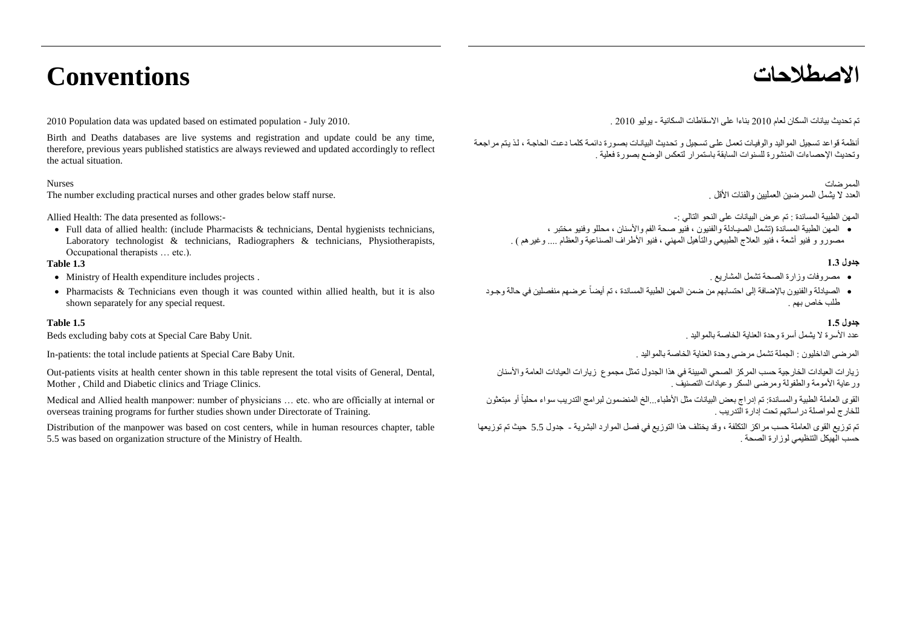# Conventions

2010 Population data was updated based on estimated population - July 2010.

Birth and Deaths databases are live systems and registration and update could be any time, therefore, previous years published statistics are always reviewed and updated accordingly to reflect the actual situation.

Nurses
The number excluding practical nurses and other grades below staff nurse.

Allied Health: The data presented as follows:-

- Full data of allied health: (include Pharmacists & technicians, Dental hygienists technicians, Laboratory technologist & technicians, Radiographers & technicians, Physiotherapists, Occupational therapists … etc.).

**Table 1.3**

- Ministry of Health expenditure includes projects .
- Pharmacists & Technicians even though it was counted within allied health, but it is also shown separately for any special request.

**Table 1.5**

Beds excluding baby cots at Special Care Baby Unit.

In-patients: the total include patients at Special Care Baby Unit.

Out-patients visits at health center shown in this table represent the total visits of General, Dental, Mother , Child and Diabetic clinics and Triage Clinics.

Medical and Allied health manpower: number of physicians … etc. who are officially at internal or overseas training programs for further studies shown under Directorate of Training.

Distribution of the manpower was based on cost centers, while in human resources chapter, table 5.5 was based on organization structure of the Ministry of Health.

# الاصطلاحات

تم تحديث بيانات السكان لعام 2010 بناءا على الاسقاطات السكانية - يوليو 2010 .

أنظمة قواعد تسجيل المواليد والوفيات تعمل على تسجيل و تحديث البيانات بصورة دائمة كلما دعت الحاجة ، لذ يتم مراجعة وتحديث الإحصاءات المنشورة للسنوات السابقة باستمرار لتعكس الوضع بصورة فعلية .

الممرضات
العدد لا يشمل الممرضين العمليين والفئات الأقل .

المهن الطبية المساندة : تم عرض البيانات على النحو التالي :-

- المهن الطبية المساندة (تشمل الصيادلة والفنيون ، فنيو صحة الفم والأسنان ، محللو وفنيو مختبر ، مصورو و فنيو أشعة ، فنيو العلاج الطبيعي والتأهيل المهني ، فنيو الأطراف الصناعية والعظام .... وغيرهم ) .

**جدول 1.3**

- مصروفات وزارة الصحة تشمل المشاريع .
- الصيادلة والفنيون بالإضافة إلى احتسابهم من ضمن المهن الطبية المساندة ، تم أيضاً عرضهم منفصلين في حالة وجود طلب خاص بهم .

**جدول 1.5**

عدد الأسرة لا يشمل أسرة وحدة العناية الخاصة بالمواليد .

المرضى الداخليون : الجملة تشمل مرضى وحدة العناية الخاصة بالمواليد .

زيارات العيادات الخارجية حسب المركز الصحي المبينة في هذا الجدول تمثل مجموع زيارات العيادات العامة والأسنان ورعاية الأمومة والطفولة ومرضى السكر وعيادات التصنيف .

القوى العاملة الطبية والمساندة: تم إدراج بعض البيانات مثل الأطباء...الخ المنضمون لبرامج التدريب سواء محلياً أو مبتعثون للخارج لمواصلة دراساتهم تحت إدارة التدريب .

تم توزيع القوى العاملة حسب مراكز التكلفة ، وقد يختلف هذا التوزيع في فصل الموارد البشرية - جدول 5.5 حيث تم توزيعها حسب الهيكل التنظيمي لوزارة الصحة .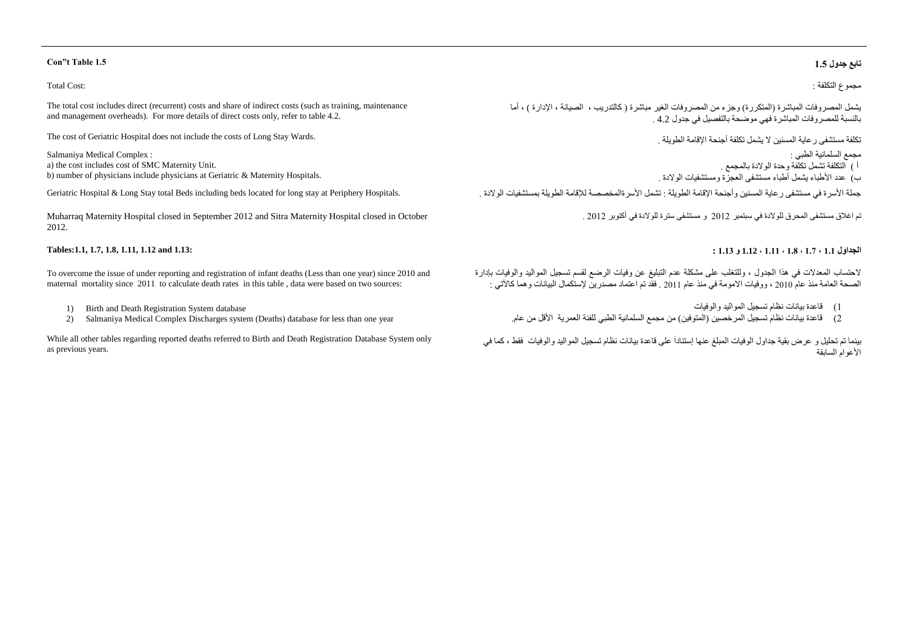**Con"t Table 1.5**

**تابع جدول 1.5**

Total Cost:

مجموع التكلفة :

The total cost includes direct (recurrent) costs and share of indirect costs (such as training, maintenance and management overheads). For more details of direct costs only, refer to table 4.2.

يشمل المصروفات المباشرة (المتكررة) وجزء من المصروفات الغير مباشرة ( كالتدريب ، الصيانة ، الإدارة ) ، أما بالنسبة للمصروفات المباشرة فهي موضحة بالتفصيل في جدول 4.2 .

The cost of Geriatric Hospital does not include the costs of Long Stay Wards.

تكلفة مستشفى رعاية المسنين لا يشمل تكلفة أجنحة الإقامة الطويلة .

Salmaniya Medical Complex :
a) the cost includes cost of SMC Maternity Unit.
b) number of physicians include physicians at Geriatric & Maternity Hospitals.

مجمع السلمانية الطبي :
أ ) التكلفة تشمل تكلفة وحدة الولادة بالمجمع .
ب) عدد الأطباء يشمل أطباء مستشفى العجزة ومستشفيات الولادة .

Geriatric Hospital & Long Stay total Beds including beds located for long stay at Periphery Hospitals.

جملة الأسرة في مستشفى رعاية المسنين وأجنحة الإقامة الطويلة : تشمل الأسرةالمخصصة للإقامة الطويلة بمستشفيات الولادة .

Muharraq Maternity Hospital closed in September 2012 and Sitra Maternity Hospital closed in October 2012.

تم اغلاق مستشفى المحرق للولادة في سبتمبر 2012 و مستشفى سترة للولادة في أكتوبر 2012 .

**Tables:1.1, 1.7, 1.8, 1.11, 1.12 and 1.13:**

**الجداول 1.1 ، 1.7 ، 1.8 ، 1.11 ، 1.12 و 1.13 :**

To overcome the issue of under reporting and registration of infant deaths (Less than one year) since 2010 and maternal mortality since 2011 to calculate death rates in this table , data were based on two sources:

لاحتساب المعدلات في هذا الجدول ، وللتغلب على مشكلة عدم التبليغ عن وفيات الرضع لقسم تسجيل المواليد والوفيات بإدارة الصحة العامة منذ عام 2010 ، ووفيات الامومة في منذ عام 2011 . فقد تم اعتماد مصدرين لإستكمال البيانات وهما كالآتي :

1) Birth and Death Registration System database
2) Salmaniya Medical Complex Discharges system (Deaths) database for less than one year

1) قاعدة بيانات نظام تسجيل المواليد والوفيات
2) قاعدة بيانات نظام تسجيل المرخصين (المتوفين) من مجمع السلمانية الطبي للفئة العمرية الأقل من عام.

While all other tables regarding reported deaths referred to Birth and Death Registration Database System only as previous years.

بينما تم تحليل و عرض بقية جداول الوفيات المبلغ عنها إستناداً على قاعدة بيانات نظام تسجيل المواليد والوفيات فقط ، كما في الأعوام السابقة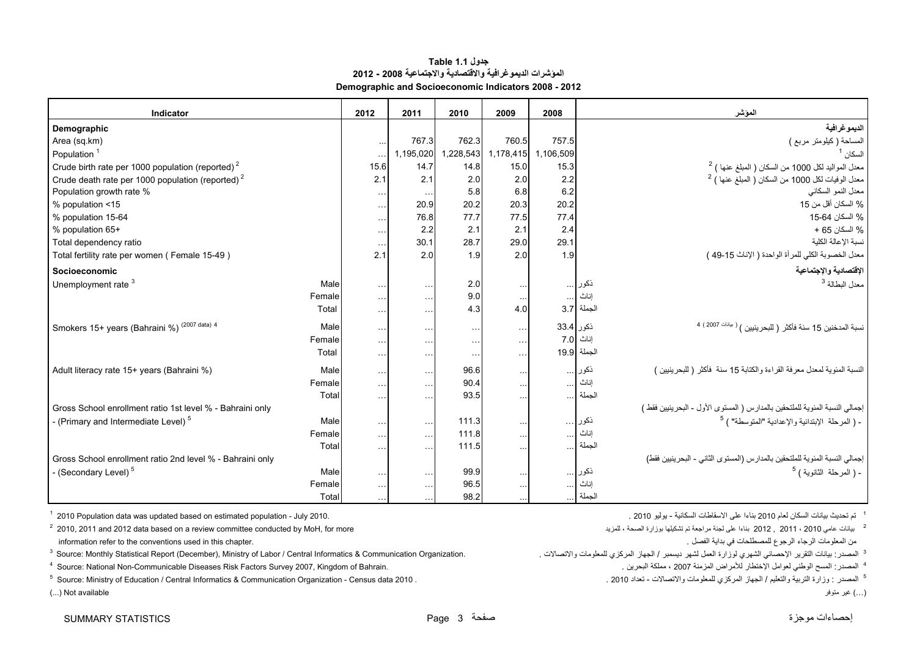**Table 1.1 جدول**

**المؤشرات الديموغرافية والاقتصادية والاجتماعية 2008 - 2012**

**Demographic and Socioeconomic Indicators 2008 - 2012**

| Indicator | | 2012 | 2011 | 2010 | 2009 | 2008 | | المؤشر |
|---|---|---|---|---|---|---|---|---|
| **Demographic** | | | | | | | | **الديموغرافية** |
| Area (sq.km) | | ... | 767.3 | 762.3 | 760.5 | 757.5 | | المساحة ( كيلومتر مربع ) |
| Population [1] | | ... | 1,195,020 | 1,228,543 | 1,178,415 | 1,106,509 | | السكان [1] |
| Crude birth rate per 1000 population (reported) [2] | | 15.6 | 14.7 | 14.8 | 15.0 | 15.3 | | معدل المواليد لكل 1000 من السكان ( المبلغ عنها ) [2] |
| Crude death rate per 1000 population (reported) [2] | | 2.1 | 2.1 | 2.0 | 2.0 | 2.2 | | معدل الوفيات لكل 1000 من السكان ( المبلغ عنها ) [2] |
| Population growth rate % | | ... | ... | 5.8 | 6.8 | 6.2 | | معدل النمو السكاني |
| % population <15 | | ... | 20.9 | 20.2 | 20.3 | 20.2 | | % السكان أقل من 15 |
| % population 15-64 | | ... | 76.8 | 77.7 | 77.5 | 77.4 | | % السكان 64-15 |
| % population 65+ | | ... | 2.2 | 2.1 | 2.1 | 2.4 | | % السكان 65 + |
| Total dependency ratio | | ... | 30.1 | 28.7 | 29.0 | 29.1 | | نسبة الإعالة الكلية |
| Total fertility rate per women ( Female 15-49 ) | | 2.1 | 2.0 | 1.9 | 2.0 | 1.9 | | معدل الخصوبة الكلي للمرأة الواحدة ( الإناث 15-49 ) |
| **Socioeconomic** | | | | | | | | **الإقتصادية والإجتماعية** |
| Unemployment rate [3] | Male | ... | ... | 2.0 | ... | ... | ذكور | معدل البطالة [3] |
| | Female | ... | ... | 9.0 | ... | ... | إناث | |
| | Total | ... | ... | 4.3 | 4.0 | 3.7 | الجملة | |
| Smokers 15+ years (Bahraini %) (2007 data) [4] | Male | ... | ... | ... | ... | 33.4 | ذكور | نسبة المدخنين 15 سنة فأكثر ( للبحرينيين ) ( بيانات 2007 ) [4] |
| | Female | ... | ... | ... | ... | 7.0 | إناث | |
| | Total | ... | ... | ... | ... | 19.9 | الجملة | |
| Adult literacy rate 15+ years (Bahraini %) | Male | ... | ... | 96.6 | ... | ... | ذكور | النسبة المئوية لمعدل معرفة القراءة والكتابة 15 سنة فأكثر ( للبحرينيين ) |
| | Female | ... | ... | 90.4 | ... | ... | إناث | |
| | Total | ... | ... | 93.5 | ... | ... | الجملة | |
| Gross School enrollment ratio 1st level % - Bahraini only | | | | | | | | إجمالي النسبة المئوية للملتحقين بالمدارس ( المستوى الأول - البحرينيين فقط ) |
| - (Primary and Intermediate Level) [5] | Male | ... | ... | 111.3 | ... | ... | ذكور | - ( المرحلة الإبتدائية والإعدادية "المتوسطة" ) [5] |
| | Female | ... | ... | 111.8 | ... | ... | إناث | |
| | Total | ... | ... | 111.5 | ... | ... | الجملة | |
| Gross School enrollment ratio 2nd level % - Bahraini only | | | | | | | | إجمالي النسبة المئوية للملتحقين بالمدارس (المستوى الثاني - البحرينيين فقط) |
| - (Secondary Level) [5] | Male | ... | ... | 99.9 | ... | ... | ذكور | - ( المرحلة الثانوية ) [5] |
| | Female | ... | ... | 96.5 | ... | ... | إناث | |
| | Total | ... | ... | 98.2 | ... | ... | الجملة | |

[1] 2010 Population data was updated based on estimated population - July 2010.

[2] 2010, 2011 and 2012 data based on a review committee conducted by MoH, for more information refer to the conventions used in this chapter.

[3] Source: Monthly Statistical Report (December), Ministry of Labor / Central Informatics & Communication Organization.

[4] Source: National Non-Communicable Diseases Risk Factors Survey 2007, Kingdom of Bahrain.

[5] Source: Ministry of Education / Central Informatics & Communication Organization - Census data 2010 .

(...) Not available

[1] تم تحديث بيانات السكان لعام 2010 بناءا على الاسقاطات السكانية - يوليو 2010 .

[2] بيانات عامي 2010 ، 2011 , 2012 بناءا على لجنة مراجعة تم تشكيلها بوزارة الصحة ، للمزيد من المعلومات الرجاء الرجوع للمصطلحات في بداية الفصل .

[3] المصدر: بيانات التقرير الإحصائي الشهري لوزارة العمل لشهر ديسمبر / الجهاز المركزي للمعلومات والاتصالات .

[4] المصدر: المسح الوطني لعوامل الإختطار للأمراض المزمنة 2007 ، مملكة البحرين .

[5] المصدر : وزارة التربية والتعليم / الجهاز المركزي للمعلومات والاتصالات - تعداد 2010 .

(...) غير متوفر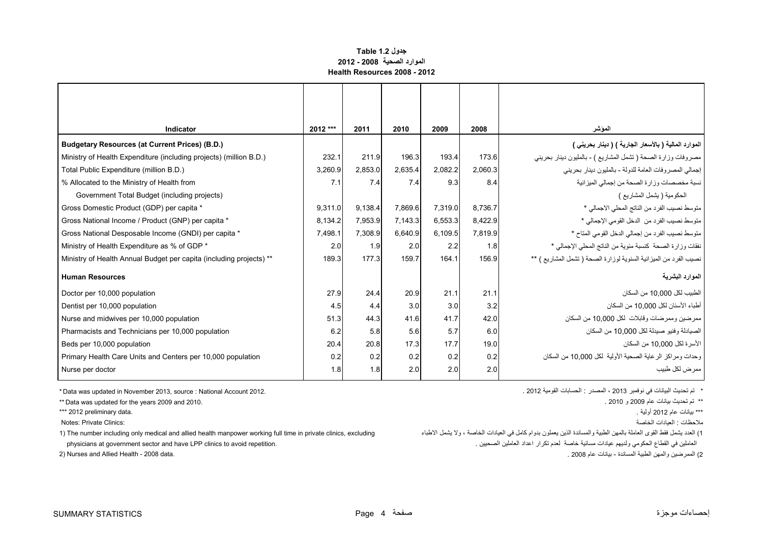**جدول Table 1.2**

**الموارد الصحية 2008 - 2012**

**Health Resources 2008 - 2012**

| Indicator | 2012 *** | 2011 | 2010 | 2009 | 2008 | المؤشر |
|---|---|---|---|---|---|---|
| **Budgetary Resources (at Current Prices) (B.D.)** | | | | | | **الموارد المالية ( بالأسعار الجارية ) ( دينار بحريني )** |
| Ministry of Health Expenditure (including projects) (million B.D.) | 232.1 | 211.9 | 196.3 | 193.4 | 173.6 | مصروفات وزارة الصحة ( تشمل المشاريع ) - بالمليون دينار بحريني |
| Total Public Expenditure (million B.D.) | 3,260.9 | 2,853.0 | 2,635.4 | 2,082.2 | 2,060.3 | إجمالي المصروفات العامة للدولة - بالمليون دينار بحريني |
| % Allocated to the Ministry of Health from Government Total Budget (including projects) | 7.1 | 7.4 | 7.4 | 9.3 | 8.4 | نسبة مخصصات وزارة الصحة من إجمالي الميزانية الحكومية ( يشمل المشاريع ) |
| Gross Domestic Product (GDP) per capita * | 9,311.0 | 9,138.4 | 7,869.6 | 7,319.0 | 8,736.7 | متوسط نصيب الفرد من الناتج المحلي الاجمالي * |
| Gross National Income / Product (GNP) per capita * | 8,134.2 | 7,953.9 | 7,143.3 | 6,553.3 | 8,422.9 | متوسط نصيب الفرد من الدخل القومي الإجمالي * |
| Gross National Desposable Income (GNDI) per capita * | 7,498.1 | 7,308.9 | 6,640.9 | 6,109.5 | 7,819.9 | متوسط نصيب الفرد من إجمالي الدخل القومي المتاح * |
| Ministry of Health Expenditure as % of GDP * | 2.0 | 1.9 | 2.0 | 2.2 | 1.8 | نفقات وزارة الصحة كنسبة مئوية من الناتج المحلي الإجمالي * |
| Ministry of Health Annual Budget per capita (including projects) ** | 189.3 | 177.3 | 159.7 | 164.1 | 156.9 | نصيب الفرد من الميزانية السنوية لوزارة الصحة ( تشمل المشاريع ) ** |
| **Human Resources** | | | | | | **الموارد البشرية** |
| Doctor per 10,000 population | 27.9 | 24.4 | 20.9 | 21.1 | 21.1 | الطبيب لكل 10,000 من السكان |
| Dentist per 10,000 population | 4.5 | 4.4 | 3.0 | 3.0 | 3.2 | أطباء الأسنان لكل 10,000 من السكان |
| Nurse and midwives per 10,000 population | 51.3 | 44.3 | 41.6 | 41.7 | 42.0 | ممرضين وممرضات وقابلات لكل 10,000 من السكان |
| Pharmacists and Technicians per 10,000 population | 6.2 | 5.8 | 5.6 | 5.7 | 6.0 | الصيادلة وفنيو صيدلة لكل 10,000 من السكان |
| Beds per 10,000 population | 20.4 | 20.8 | 17.3 | 17.7 | 19.0 | الأسرة لكل 10,000 من السكان |
| Primary Health Care Units and Centers per 10,000 population | 0.2 | 0.2 | 0.2 | 0.2 | 0.2 | وحدات ومراكز الرعاية الصحية الأولية لكل 10,000 من السكان |
| Nurse per doctor | 1.8 | 1.8 | 2.0 | 2.0 | 2.0 | ممرض لكل طبيب |

* Data was updated in November 2013, source : National Account 2012.

** Data was updated for the years 2009 and 2010.

*** 2012 preliminary data.

Notes: Private Clinics:

1) The number including only medical and allied health manpower working full time in private clinics, excluding physicians at government sector and have LPP clinics to avoid repetition.

2) Nurses and Allied Health - 2008 data.

* تم تحديث البيانات في نوفمبر 2013 ، المصدر : الحسابات القومية 2012 .

** تم تحديث بيانات عام 2009 و 2010 .

*** بيانات عام 2012 أولية .

ملاحظات : العيادات الخاصة

1) العدد يشمل فقط القوى العاملة بالمهن الطبية والمساندة الذين يعملون بدوام كامل في العيادات الخاصة ، ولا يشمل الاطباء العاملين في القطاع الحكومي ولديهم عيادات مسائية خاصة لعدم تكرار اعداد العاملين الصحيين .

2) الممرضين والمهن الطبية المساندة - بيانات عام 2008 .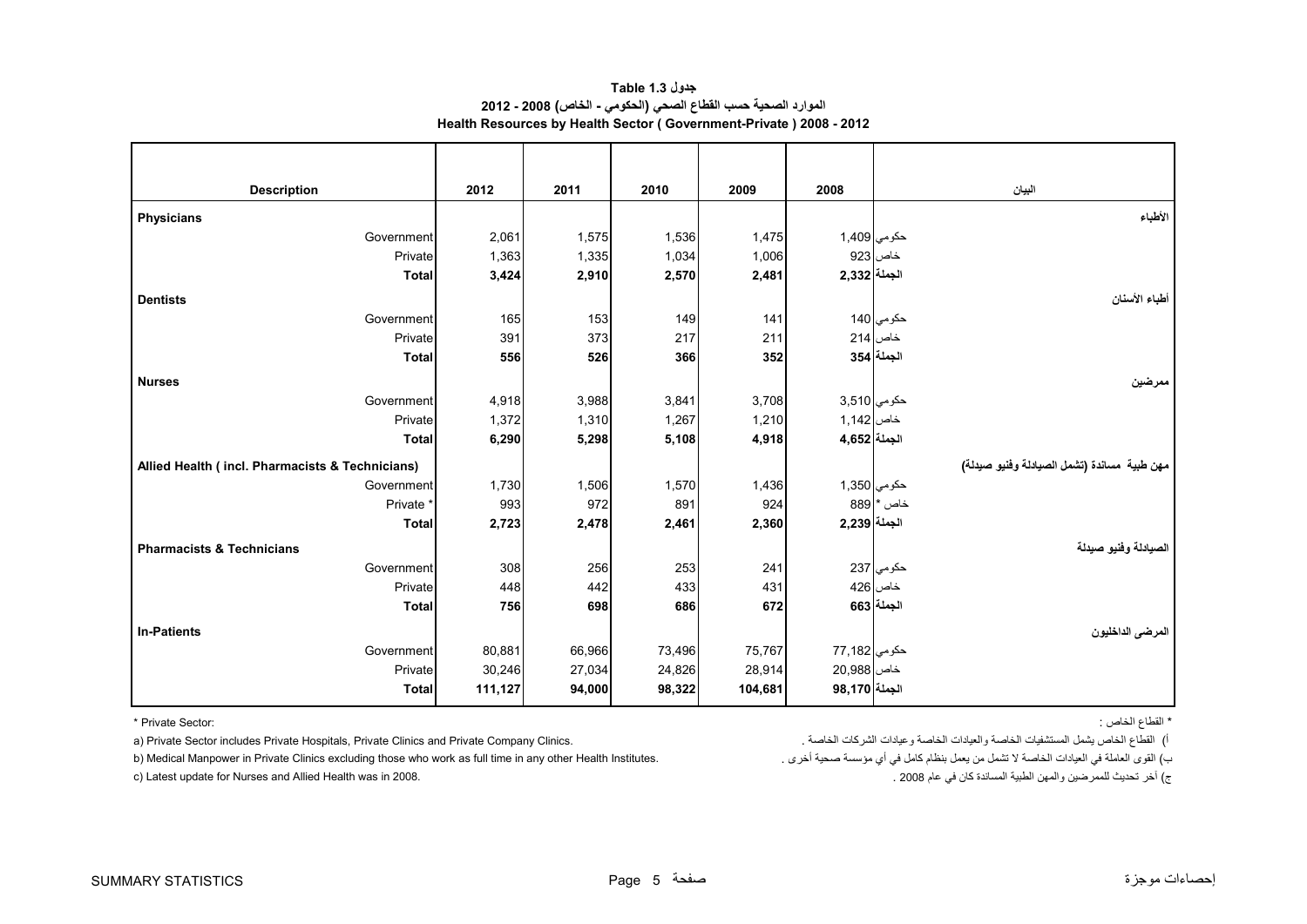**جدول 1.3 Table**

**الموارد الصحية حسب القطاع الصحي (الحكومي - الخاص) 2008 - 2012**

**Health Resources by Health Sector ( Government-Private ) 2008 - 2012**

| Description | 2012 | 2011 | 2010 | 2009 | 2008 | البيان |
|---|---|---|---|---|---|---|
| **Physicians** | | | | | | **الأطباء** |
| Government | 2,061 | 1,575 | 1,536 | 1,475 | 1,409 | حكومي |
| Private | 1,363 | 1,335 | 1,034 | 1,006 | 923 | خاص |
| **Total** | **3,424** | **2,910** | **2,570** | **2,481** | **2,332** | **الجملة** |
| **Dentists** | | | | | | **أطباء الأسنان** |
| Government | 165 | 153 | 149 | 141 | 140 | حكومي |
| Private | 391 | 373 | 217 | 211 | 214 | خاص |
| **Total** | **556** | **526** | **366** | **352** | **354** | **الجملة** |
| **Nurses** | | | | | | **ممرضين** |
| Government | 4,918 | 3,988 | 3,841 | 3,708 | 3,510 | حكومي |
| Private | 1,372 | 1,310 | 1,267 | 1,210 | 1,142 | خاص |
| **Total** | **6,290** | **5,298** | **5,108** | **4,918** | **4,652** | **الجملة** |
| **Allied Health ( incl. Pharmacists & Technicians)** | | | | | | **مهن طبية مساندة (تشمل الصيادلة وفنيو صيدلة)** |
| Government | 1,730 | 1,506 | 1,570 | 1,436 | 1,350 | حكومي |
| Private * | 993 | 972 | 891 | 924 | 889 | خاص * |
| **Total** | **2,723** | **2,478** | **2,461** | **2,360** | **2,239** | **الجملة** |
| **Pharmacists & Technicians** | | | | | | **الصيادلة وفنيو صيدلة** |
| Government | 308 | 256 | 253 | 241 | 237 | حكومي |
| Private | 448 | 442 | 433 | 431 | 426 | خاص |
| **Total** | **756** | **698** | **686** | **672** | **663** | **الجملة** |
| **In-Patients** | | | | | | **المرضى الداخليون** |
| Government | 80,881 | 66,966 | 73,496 | 75,767 | 77,182 | حكومي |
| Private | 30,246 | 27,034 | 24,826 | 28,914 | 20,988 | خاص |
| **Total** | **111,127** | **94,000** | **98,322** | **104,681** | **98,170** | **الجملة** |

\* Private Sector:

a) Private Sector includes Private Hospitals, Private Clinics and Private Company Clinics.

b) Medical Manpower in Private Clinics excluding those who work as full time in any other Health Institutes.

c) Latest update for Nurses and Allied Health was in 2008.

\* القطاع الخاص :

أ) القطاع الخاص يشمل المستشفيات الخاصة والعيادات الخاصة وعيادات الشركات الخاصة .

ب) القوى العاملة في العيادات الخاصة لا تشمل من يعمل بنظام كامل في أي مؤسسة صحية أخرى .

ج) أخر تحديث للممرضين والمهن الطبية المساندة كان في عام 2008 .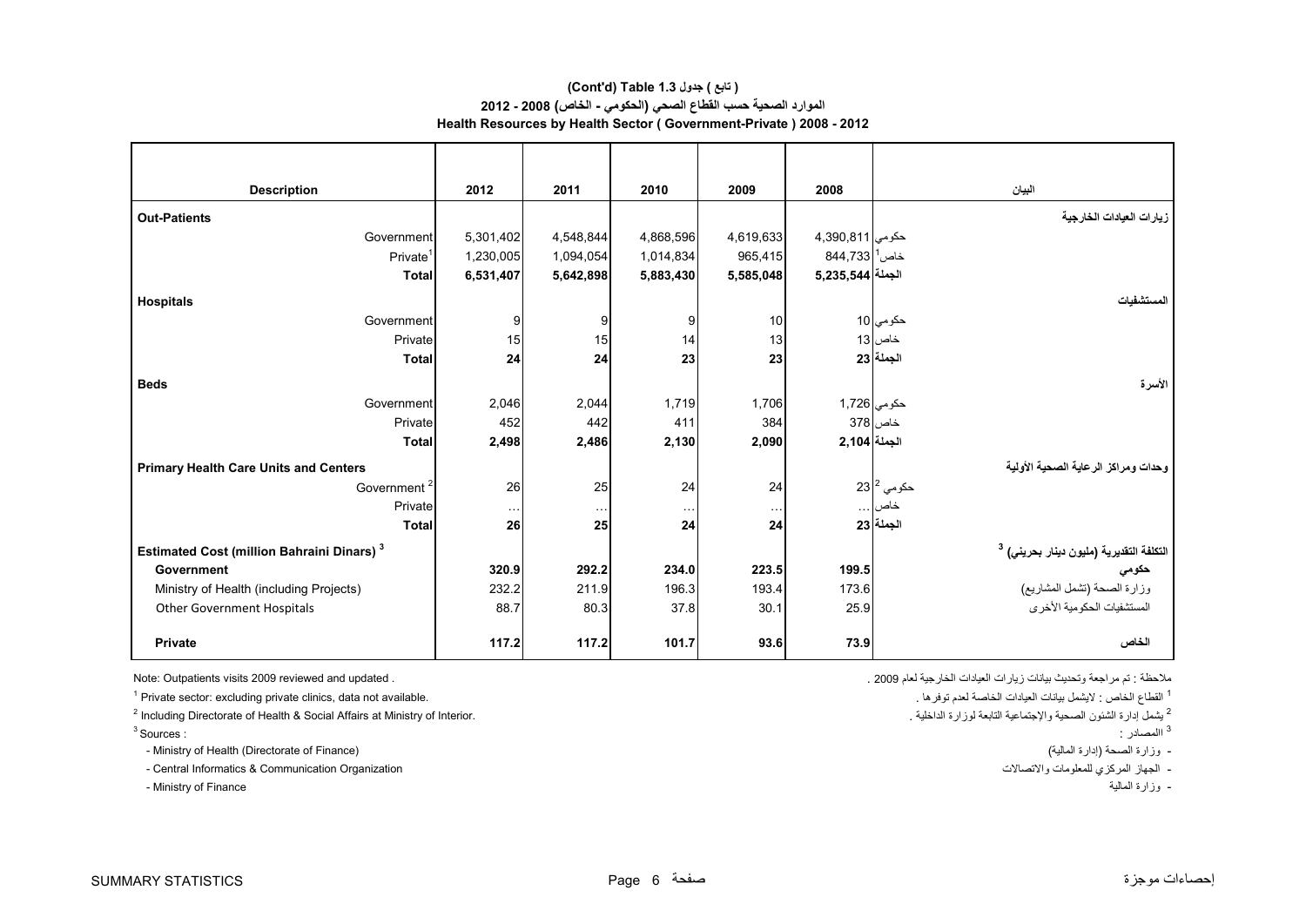**( تابع ) جدول 1.3 (Cont'd) Table**

**الموارد الصحية حسب القطاع الصحي (الحكومي - الخاص) 2008 - 2012**

**Health Resources by Health Sector ( Government-Private ) 2008 - 2012**

| Description | 2012 | 2011 | 2010 | 2009 | 2008 | البيان |
|---|---|---|---|---|---|---|
| **Out-Patients** | | | | | | **زيارات العيادات الخارجية** |
| Government | 5,301,402 | 4,548,844 | 4,868,596 | 4,619,633 | 4,390,811 | حكومي |
| Private[1] | 1,230,005 | 1,094,054 | 1,014,834 | 965,415 | 844,733 | خاص[1] |
| **Total** | **6,531,407** | **5,642,898** | **5,883,430** | **5,585,048** | **5,235,544** | **الجملة** |
| **Hospitals** | | | | | | **المستشفيات** |
| Government | 9 | 9 | 9 | 10 | 10 | حكومي |
| Private | 15 | 15 | 14 | 13 | 13 | خاص |
| **Total** | **24** | **24** | **23** | **23** | **23** | **الجملة** |
| **Beds** | | | | | | **الأسرة** |
| Government | 2,046 | 2,044 | 1,719 | 1,706 | 1,726 | حكومي |
| Private | 452 | 442 | 411 | 384 | 378 | خاص |
| **Total** | **2,498** | **2,486** | **2,130** | **2,090** | **2,104** | **الجملة** |
| **Primary Health Care Units and Centers** | | | | | | **وحدات ومراكز الرعاية الصحية الأولية** |
| Government[2] | 26 | 25 | 24 | 24 | 23 | حكومي[2] |
| Private | ... | ... | ... | ... | ... | خاص |
| **Total** | **26** | **25** | **24** | **24** | **23** | **الجملة** |
| **Estimated Cost (million Bahraini Dinars)[3]** | | | | | | **التكلفة التقديرية (مليون دينار بحريني)[3]** |
| **Government** | **320.9** | **292.2** | **234.0** | **223.5** | **199.5** | **حكومي** |
| Ministry of Health (including Projects) | 232.2 | 211.9 | 196.3 | 193.4 | 173.6 | وزارة الصحة (تشمل المشاريع) |
| Other Government Hospitals | 88.7 | 80.3 | 37.8 | 30.1 | 25.9 | المستشفيات الحكومية الأخرى |
| **Private** | **117.2** | **117.2** | **101.7** | **93.6** | **73.9** | **الخاص** |

Note: Outpatients visits 2009 reviewed and updated .

ملاحظة : تم مراجعة وتحديث بيانات زيارات العيادات الخارجية لعام 2009 .

[1] Private sector: excluding private clinics, data not available.

[1] القطاع الخاص : لايشمل بيانات العيادات الخاصة لعدم توفرها .

[2] Including Directorate of Health & Social Affairs at Ministry of Interior.

[2] يشمل إدارة الشئون الصحية والإجتماعية التابعة لوزارة الداخلية .

[3] Sources :

- Ministry of Health (Directorate of Finance)
- Central Informatics & Communication Organization
- Ministry of Finance

[3] االمصادر :

- وزارة الصحة (إدارة المالية)
- الجهاز المركزي للمعلومات والاتصالات
- وزارة المالية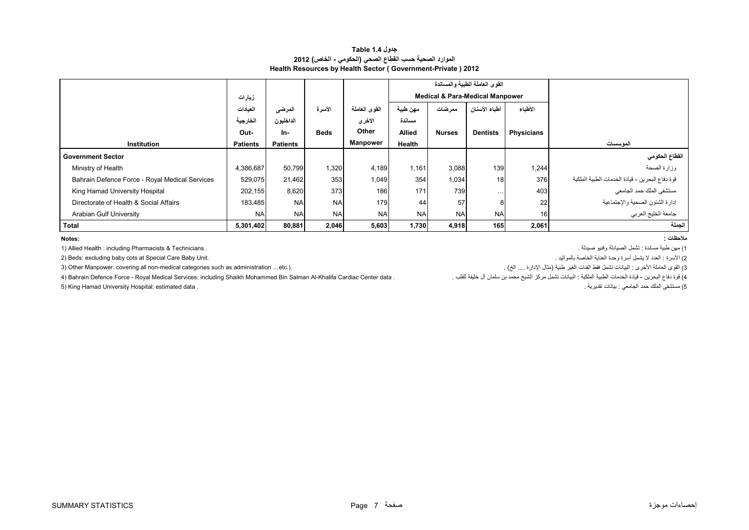# جدول 1.4 Table
## الموارد الصحية حسب القطاع الصحي (الحكومي - الخاص) 2012
## Health Resources by Health Sector ( Government-Private ) 2012

| Institution | زيارات العيادات الخارجية Out-Patients | المرضى الداخليون In-Patients | الأسرة Beds | القوى العاملة الاخرى Other Manpower | القوى العاملة الطبية والمساندة Medical & Para-Medical Manpower | | | | المؤسسات |
|---|---|---|---|---|---|---|---|---|---|
| | | | | | مهن طبية مساندة Allied Health | ممرضات Nurses | أطباء الأسنان Dentists | الأطباء Physicians | |
| **Government Sector** | | | | | | | | | **القطاع الحكومي** |
| Ministry of Health | 4,386,687 | 50,799 | 1,320 | 4,189 | 1,161 | 3,088 | 139 | 1,244 | وزارة الصحة |
| Bahrain Defence Force - Royal Medical Services | 529,075 | 21,462 | 353 | 1,049 | 354 | 1,034 | 18 | 376 | قوة دفاع البحرين - قيادة الخدمات الطبية الملكية |
| King Hamad University Hospital | 202,155 | 8,620 | 373 | 186 | 171 | 739 | … | 403 | مستشفى الملك حمد الجامعي |
| Directorate of Health & Social Affairs | 183,485 | NA | NA | 179 | 44 | 57 | 8 | 22 | إدارة الشئون الصحية والإجتماعية |
| Arabian Gulf University | NA | NA | NA | NA | NA | NA | NA | 16 | جامعة الخليج العربي |
| **Total** | **5,301,402** | **80,881** | **2,046** | **5,603** | **1,730** | **4,918** | **165** | **2,061** | **الجملة** |

**Notes:** / **ملاحظات :**

1) Allied Health : including Pharmacists & Technicians .
1) مهن طبية مساندة : تشمل الصيادلة وفنيو صيدلة .

2) Beds: excluding baby cots at Special Care Baby Unit.
2) الأسرة : العدد لا يشمل أسرة وحدة العناية الخاصة بالمواليد .

3) Other Manpower: covering all non-medical categories such as administration …etc.).
3) القوى العاملة الأخرى : البيانات تشمل فقط الفئات الغير طبية (مثال الإدارة .... الخ) .

4) Bahrain Defence Force - Royal Medical Services: including Shaikh Mohammed Bin Salman Al-Khalifa Cardiac Center data .
4) قوة دفاع البحرين - قيادة الخدمات الطبية الملكية : البيانات تشمل مركز الشيخ محمد بن سلمان آل خليفة للقلب .

5) King Hamad University Hospital: estimated data .
5) مستشفى الملك حمد الجامعي : بيانات تقديرية .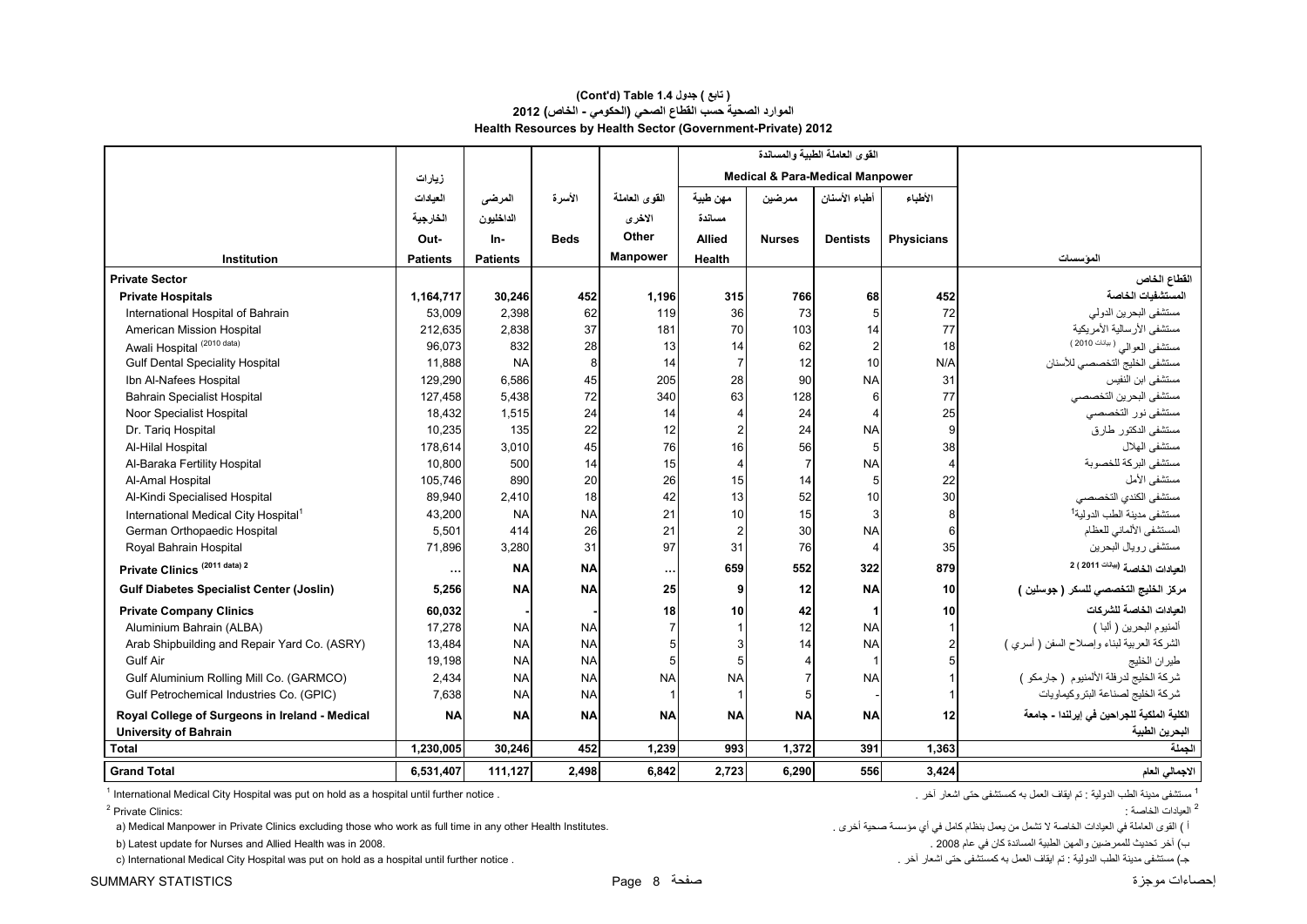# (Cont'd) Table 1.4 ( تابع ) جدول

## الموارد الصحية حسب القطاع الصحي (الحكومي - الخاص) 2012

## Health Resources by Health Sector (Government-Private) 2012

| Institution | زيارات العيادات الخارجية Out-Patients | المرضى الداخليون In-Patients | الأسرة Beds | القوى العاملة الاخرى Other Manpower | القوى العاملة الطبية والمساندة Medical & Para-Medical Manpower مهن طبية مساندة Allied Health | ممرضين Nurses | أطباء الأسنان Dentists | الأطباء Physicians | المؤسسات |
|---|---|---|---|---|---|---|---|---|---|
| **Private Sector** | | | | | | | | | **القطاع الخاص** |
| **Private Hospitals** | **1,164,717** | **30,246** | **452** | **1,196** | **315** | **766** | **68** | **452** | **المستشفيات الخاصة** |
| International Hospital of Bahrain | 53,009 | 2,398 | 62 | 119 | 36 | 73 | 5 | 72 | مستشفى البحرين الدولي |
| American Mission Hospital | 212,635 | 2,838 | 37 | 181 | 70 | 103 | 14 | 77 | مستشفى الأرسالية الأمريكية |
| Awali Hospital (2010 data) | 96,073 | 832 | 28 | 13 | 14 | 62 | 2 | 18 | مستشفى العوالي ( بيانات 2010 ) |
| Gulf Dental Speciality Hospital | 11,888 | NA | 8 | 14 | 7 | 12 | 10 | N/A | مستشفى الخليج التخصصي للأسنان |
| Ibn Al-Nafees Hospital | 129,290 | 6,586 | 45 | 205 | 28 | 90 | NA | 31 | مستشفى ابن النفيس |
| Bahrain Specialist Hospital | 127,458 | 5,438 | 72 | 340 | 63 | 128 | 6 | 77 | مستشفى البحرين التخصصي |
| Noor Specialist Hospital | 18,432 | 1,515 | 24 | 14 | 4 | 24 | 4 | 25 | مستشفى نور التخصصي |
| Dr. Tariq Hospital | 10,235 | 135 | 22 | 12 | 2 | 24 | NA | 9 | مستشفى الدكتور طارق |
| Al-Hilal Hospital | 178,614 | 3,010 | 45 | 76 | 16 | 56 | 5 | 38 | مستشفى الهلال |
| Al-Baraka Fertility Hospital | 10,800 | 500 | 14 | 15 | 4 | 7 | NA | 4 | مستشفى البركة للخصوبة |
| Al-Amal Hospital | 105,746 | 890 | 20 | 26 | 15 | 14 | 5 | 22 | مستشفى الأمل |
| Al-Kindi Specialised Hospital | 89,940 | 2,410 | 18 | 42 | 13 | 52 | 10 | 30 | مستشفى الكندي التخصصي |
| International Medical City Hospital[1] | 43,200 | NA | NA | 21 | 10 | 15 | 3 | 8 | مستشفى مدينة الطب الدولية[1] |
| German Orthopaedic Hospital | 5,501 | 414 | 26 | 21 | 2 | 30 | NA | 6 | المستشفى الألماني للعظام |
| Royal Bahrain Hospital | 71,896 | 3,280 | 31 | 97 | 31 | 76 | 4 | 35 | مستشفى رويال البحرين |
| **Private Clinics (2011 data) 2** | **…** | **NA** | **NA** | **…** | **659** | **552** | **322** | **879** | **العيادات الخاصة (بيانات 2011 ) 2** |
| **Gulf Diabetes Specialist Center (Joslin)** | **5,256** | **NA** | **NA** | **25** | **9** | **12** | **NA** | **10** | **مركز الخليج التخصصي للسكر ( جوسلين )** |
| **Private Company Clinics** | **60,032** | **-** | **-** | **18** | **10** | **42** | **1** | **10** | **العيادات الخاصة للشركات** |
| Aluminium Bahrain (ALBA) | 17,278 | NA | NA | 7 | 1 | 12 | NA | 1 | ألمنيوم البحرين ( ألبا ) |
| Arab Shipbuilding and Repair Yard Co. (ASRY) | 13,484 | NA | NA | 5 | 3 | 14 | NA | 2 | الشركة العربية لبناء وإصلاح السفن ( أسري ) |
| Gulf Air | 19,198 | NA | NA | 5 | 5 | 4 | 1 | 5 | طيران الخليج |
| Gulf Aluminium Rolling Mill Co. (GARMCO) | 2,434 | NA | NA | NA | NA | 7 | NA | 1 | شركة الخليج لدرفلة الألمنيوم ( جارمكو ) |
| Gulf Petrochemical Industries Co. (GPIC) | 7,638 | NA | NA | 1 | 1 | 5 | - | 1 | شركة الخليج لصناعة البتروكيماويات |
| **Royal College of Surgeons in Ireland - Medical University of Bahrain** | **NA** | **NA** | **NA** | **NA** | **NA** | **NA** | **NA** | **12** | **الكلية الملكية للجراحين في إيرلندا - جامعة البحرين الطبية** |
| **Total** | **1,230,005** | **30,246** | **452** | **1,239** | **993** | **1,372** | **391** | **1,363** | **الجملة** |
| **Grand Total** | **6,531,407** | **111,127** | **2,498** | **6,842** | **2,723** | **6,290** | **556** | **3,424** | **الاجمالي العام** |

[1] International Medical City Hospital was put on hold as a hospital until further notice .

[1] مستشفى مدينة الطب الدولية : تم ايقاف العمل به كمستشفى حتى اشعار آخر .

[2] Private Clinics:

[2] العيادات الخاصة :

a) Medical Manpower in Private Clinics excluding those who work as full time in any other Health Institutes.

أ) القوى العاملة في العيادات الخاصة لا تشمل من يعمل بنظام كامل في أي مؤسسة صحية أخرى .

b) Latest update for Nurses and Allied Health was in 2008.

ب) آخر تحديث للممرضين والمهن الطبية المساندة كان في عام 2008 .

c) International Medical City Hospital was put on hold as a hospital until further notice .

جـ) مستشفى مدينة الطب الدولية : تم ايقاف العمل به كمستشفى حتى اشعار آخر .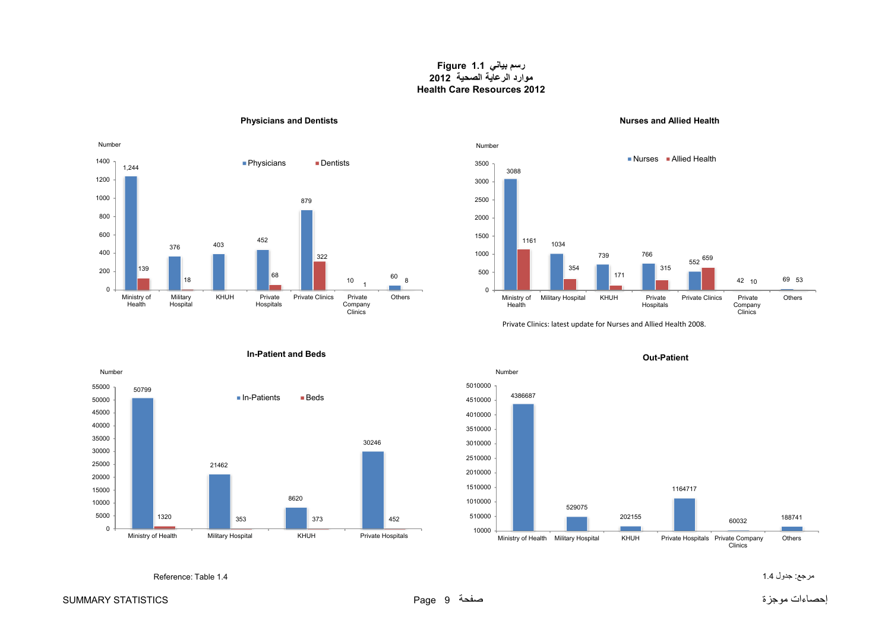# Figure 1.1 رسم بياني

## موارد الرعاية الصحية 2012

## Health Care Resources 2012

### Physicians and Dentists

| | Physicians | Dentists |
|---|---|---|
| Ministry of Health | 1,244 | 139 |
| Military Hospital | 376 | 18 |
| KHUH | 403 | |
| Private Hospitals | 452 | 68 |
| Private Clinics | 879 | 322 |
| Private Company Clinics | 10 | 1 |
| Others | 60 | 8 |

### Nurses and Allied Health

| | Nurses | Allied Health |
|---|---|---|
| Ministry of Health | 3088 | 1161 |
| Military Hospital | 1034 | 354 |
| KHUH | 739 | 171 |
| Private Hospitals | 766 | 315 |
| Private Clinics | 552 | 659 |
| Private Company Clinics | 42 | 10 |
| Others | 69 | 53 |

Private Clinics: latest update for Nurses and Allied Health 2008.

### In-Patient and Beds

| | In-Patients | Beds |
|---|---|---|
| Ministry of Health | 50799 | 1320 |
| Military Hospital | 21462 | 353 |
| KHUH | 8620 | 373 |
| Private Hospitals | 30246 | 452 |

### Out-Patient

| | Out-Patient |
|---|---|
| Ministry of Health | 4386687 |
| Military Hospital | 529075 |
| KHUH | 202155 |
| Private Hospitals | 1164717 |
| Private Company Clinics | 60032 |
| Others | 188741 |

Reference: Table 1.4

مرجع: جدول 1.4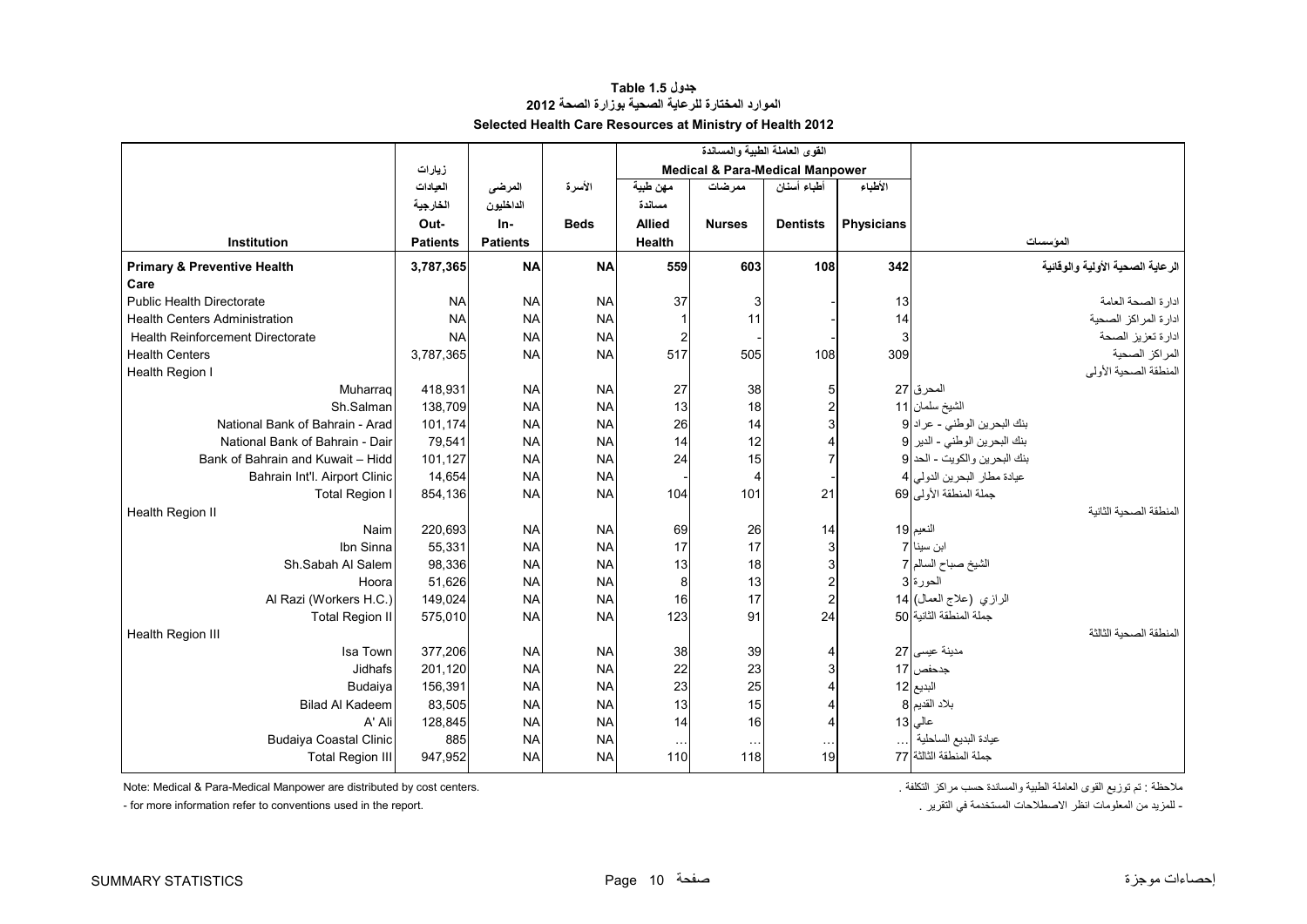# جدول Table 1.5

## الموارد المختارة للرعاية الصحية بوزارة الصحة 2012

## Selected Health Care Resources at Ministry of Health 2012

| Institution | زيارات العيادات الخارجية Out-Patients | المرضى الداخليون In-Patients | الأسرة Beds | القوى العاملة الطبية والمساندة Medical & Para-Medical Manpower | | | | المؤسسات |
|---|---|---|---|---|---|---|---|---|
| | | | | مهن طبية مساندة Allied Health | ممرضات Nurses | أطباء أسنان Dentists | الأطباء Physicians | |
| **Primary & Preventive Health Care** | **3,787,365** | **NA** | **NA** | **559** | **603** | **108** | **342** | **الرعاية الصحية الأولية والوقائية** |
| Public Health Directorate | NA | NA | NA | 37 | 3 | - | 13 | ادارة الصحة العامة |
| Health Centers Administration | NA | NA | NA | 1 | 11 | - | 14 | ادارة المراكز الصحية |
| Health Reinforcement Directorate | NA | NA | NA | 2 | - | - | 3 | ادارة تعزيز الصحة |
| Health Centers | 3,787,365 | NA | NA | 517 | 505 | 108 | 309 | المراكز الصحية |
| Health Region I | | | | | | | | المنطقة الصحية الأولى |
| Muharraq | 418,931 | NA | NA | 27 | 38 | 5 | 27 | المحرق |
| Sh.Salman | 138,709 | NA | NA | 13 | 18 | 2 | 11 | الشيخ سلمان |
| National Bank of Bahrain - Arad | 101,174 | NA | NA | 26 | 14 | 3 | 9 | بنك البحرين الوطني - عراد |
| National Bank of Bahrain - Dair | 79,541 | NA | NA | 14 | 12 | 4 | 9 | بنك البحرين الوطني - الدير |
| Bank of Bahrain and Kuwait – Hidd | 101,127 | NA | NA | 24 | 15 | 7 | 9 | بنك البحرين والكويت - الحد |
| Bahrain Int'l. Airport Clinic | 14,654 | NA | NA | - | 4 | - | 4 | عيادة مطار البحرين الدولي |
| Total Region I | 854,136 | NA | NA | 104 | 101 | 21 | 69 | جملة المنطقة الأولى |
| Health Region II | | | | | | | | المنطقة الصحية الثانية |
| Naim | 220,693 | NA | NA | 69 | 26 | 14 | 19 | النعيم |
| Ibn Sinna | 55,331 | NA | NA | 17 | 17 | 3 | 7 | ابن سينا |
| Sh.Sabah Al Salem | 98,336 | NA | NA | 13 | 18 | 3 | 7 | الشيخ صباح السالم |
| Hoora | 51,626 | NA | NA | 8 | 13 | 2 | 3 | الحورة |
| Al Razi (Workers H.C.) | 149,024 | NA | NA | 16 | 17 | 2 | 14 | الرازي (علاج العمال) |
| Total Region II | 575,010 | NA | NA | 123 | 91 | 24 | 50 | جملة المنطقة الثانية |
| Health Region III | | | | | | | | المنطقة الصحية الثالثة |
| Isa Town | 377,206 | NA | NA | 38 | 39 | 4 | 27 | مدينة عيسى |
| Jidhafs | 201,120 | NA | NA | 22 | 23 | 3 | 17 | جدحفص |
| Budaiya | 156,391 | NA | NA | 23 | 25 | 4 | 12 | البديع |
| Bilad Al Kadeem | 83,505 | NA | NA | 13 | 15 | 4 | 8 | بلاد القديم |
| A' Ali | 128,845 | NA | NA | 14 | 16 | 4 | 13 | عالي |
| Budaiya Coastal Clinic | 885 | NA | NA | … | … | … | … | عيادة البديع الساحلية |
| Total Region III | 947,952 | NA | NA | 110 | 118 | 19 | 77 | جملة المنطقة الثالثة |

Note: Medical & Para-Medical Manpower are distributed by cost centers.

- for more information refer to conventions used in the report.

ملاحظة : تم توزيع القوى العاملة الطبية والمساندة حسب مراكز التكلفة .

- للمزيد من المعلومات انظر الاصطلاحات المستخدمة في التقرير .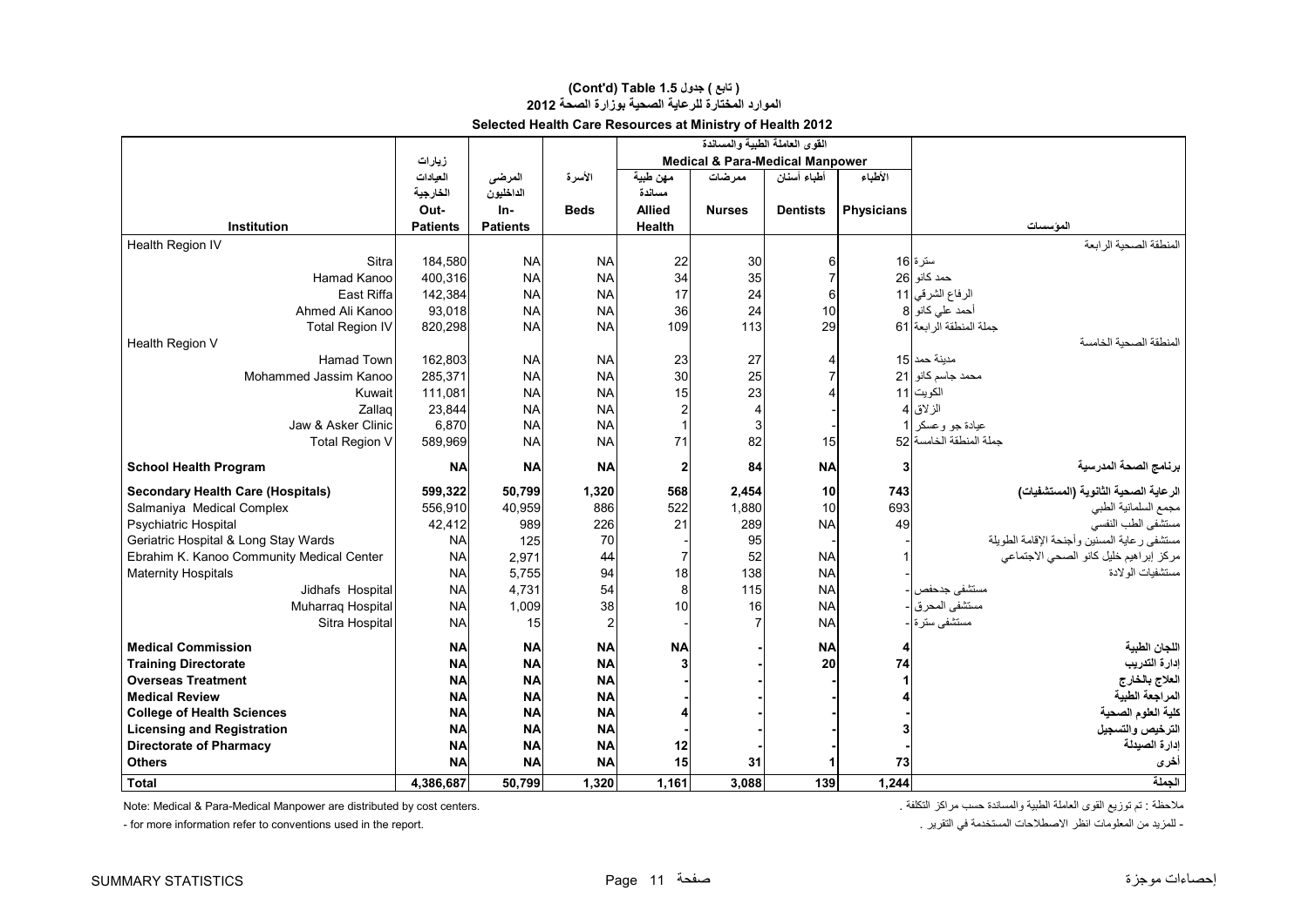**(Cont'd) Table 1.5 جدول ( تابع )**

**الموارد المختارة للرعاية الصحية بوزارة الصحة 2012**

**Selected Health Care Resources at Ministry of Health 2012**

| Institution | زيارات العيادات الخارجية Out-Patients | المرضى الداخليون In-Patients | الأسرة Beds | القوى العاملة الطبية والمساندة Medical & Para-Medical Manpower | | | | المؤسسات |
|---|---|---|---|---|---|---|---|---|
| | | | | مهن طبية مساندة Allied Health | ممرضات Nurses | أطباء أسنان Dentists | الأطباء Physicians | |
| Health Region IV | | | | | | | | المنطقة الصحية الرابعة |
| Sitra | 184,580 | NA | NA | 22 | 30 | 6 | 16 | سترة |
| Hamad Kanoo | 400,316 | NA | NA | 34 | 35 | 7 | 26 | حمد كانو |
| East Riffa | 142,384 | NA | NA | 17 | 24 | 6 | 11 | الرفاع الشرقي |
| Ahmed Ali Kanoo | 93,018 | NA | NA | 36 | 24 | 10 | 8 | أحمد علي كانو |
| Total Region IV | 820,298 | NA | NA | 109 | 113 | 29 | 61 | جملة المنطقة الرابعة |
| Health Region V | | | | | | | | المنطقة الصحية الخامسة |
| Hamad Town | 162,803 | NA | NA | 23 | 27 | 4 | 15 | مدينة حمد |
| Mohammed Jassim Kanoo | 285,371 | NA | NA | 30 | 25 | 7 | 21 | محمد جاسم كانو |
| Kuwait | 111,081 | NA | NA | 15 | 23 | 4 | 11 | الكويت |
| Zallaq | 23,844 | NA | NA | 2 | 4 | - | 4 | الزلاق |
| Jaw & Asker Clinic | 6,870 | NA | NA | 1 | 3 | - | 1 | عيادة جو وعسكر |
| Total Region V | 589,969 | NA | NA | 71 | 82 | 15 | 52 | جملة المنطقة الخامسة |
| **School Health Program** | **NA** | **NA** | **NA** | **2** | **84** | **NA** | **3** | **برنامج الصحة المدرسية** |
| **Secondary Health Care (Hospitals)** | **599,322** | **50,799** | **1,320** | **568** | **2,454** | **10** | **743** | **الرعاية الصحية الثانوية (المستشفيات)** |
| Salmaniya Medical Complex | 556,910 | 40,959 | 886 | 522 | 1,880 | 10 | 693 | مجمع السلمانية الطبي |
| Psychiatric Hospital | 42,412 | 989 | 226 | 21 | 289 | NA | 49 | مستشفى الطب النفسي |
| Geriatric Hospital & Long Stay Wards | NA | 125 | 70 | - | 95 | - | - | مستشفى رعاية المسنين وأجنحة الإقامة الطويلة |
| Ebrahim K. Kanoo Community Medical Center | NA | 2,971 | 44 | 7 | 52 | NA | 1 | مركز إبراهيم خليل كانو الصحي الاجتماعي |
| Maternity Hospitals | NA | 5,755 | 94 | 18 | 138 | NA | - | مستشفيات الولادة |
| Jidhafs Hospital | NA | 4,731 | 54 | 8 | 115 | NA | - | مستشفى جدحفص |
| Muharraq Hospital | NA | 1,009 | 38 | 10 | 16 | NA | - | مستشفى المحرق |
| Sitra Hospital | NA | 15 | 2 | - | 7 | NA | - | مستشفى سترة |
| **Medical Commission** | **NA** | **NA** | **NA** | **NA** | **-** | **NA** | **4** | **اللجان الطبية** |
| **Training Directorate** | **NA** | **NA** | **NA** | **3** | **-** | **20** | **74** | **إدارة التدريب** |
| **Overseas Treatment** | **NA** | **NA** | **NA** | **-** | **-** | **-** | **1** | **العلاج بالخارج** |
| **Medical Review** | **NA** | **NA** | **NA** | **-** | **-** | **-** | **4** | **المراجعة الطبية** |
| **College of Health Sciences** | **NA** | **NA** | **NA** | **4** | **-** | **-** | **-** | **كلية العلوم الصحية** |
| **Licensing and Registration** | **NA** | **NA** | **NA** | **-** | **-** | **-** | **3** | **الترخيص والتسجيل** |
| **Directorate of Pharmacy** | **NA** | **NA** | **NA** | **12** | **-** | **-** | **-** | **إدارة الصيدلة** |
| **Others** | **NA** | **NA** | **NA** | **15** | **31** | **1** | **73** | **أخرى** |
| **Total** | **4,386,687** | **50,799** | **1,320** | **1,161** | **3,088** | **139** | **1,244** | **الجملة** |

Note: Medical & Para-Medical Manpower are distributed by cost centers.

ملاحظة : تم توزيع القوى العاملة الطبية والمساندة حسب مراكز التكلفة .

- for more information refer to conventions used in the report.

- للمزيد من المعلومات انظر الاصطلاحات المستخدمة في التقرير .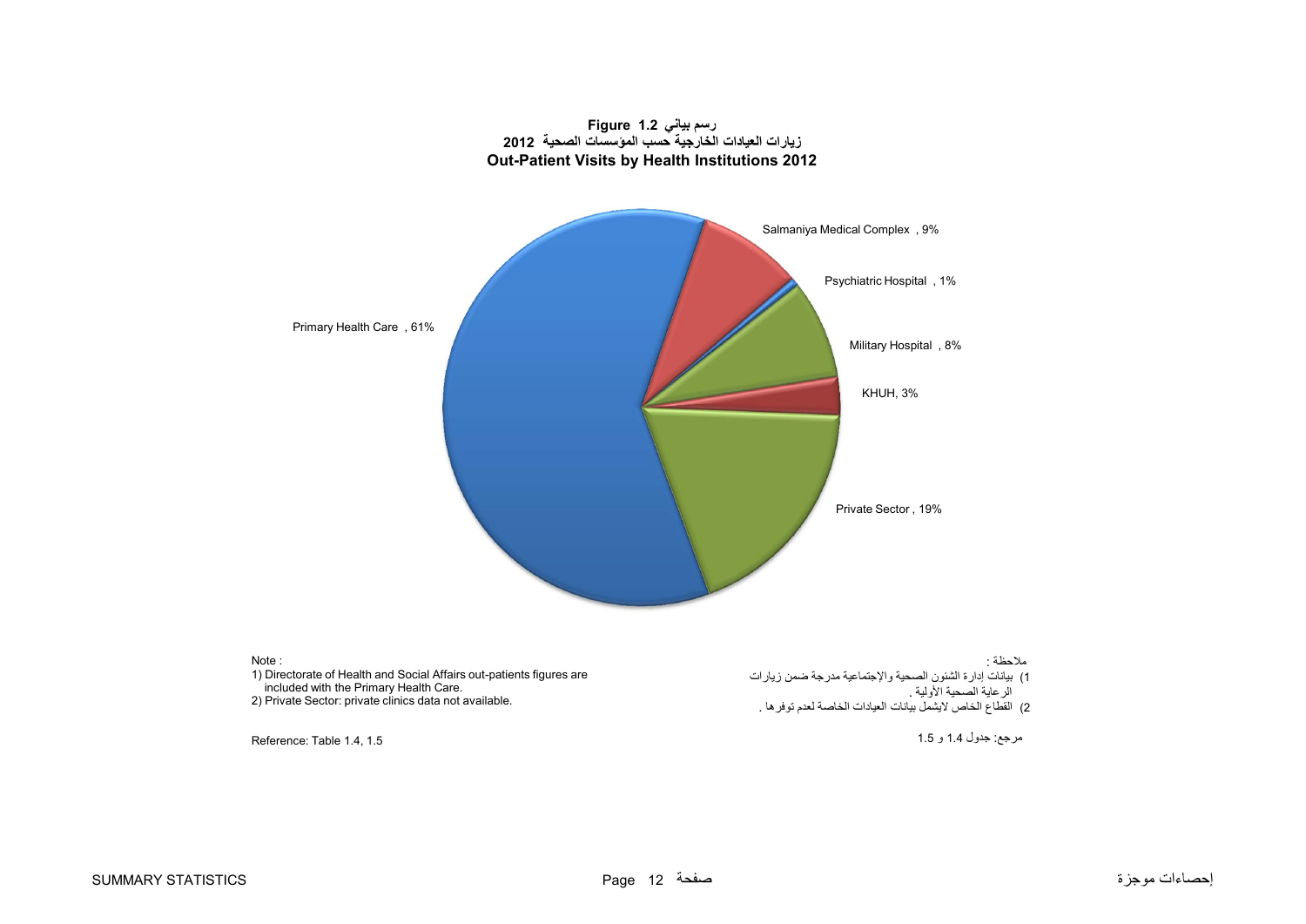**Figure 1.2 رسم بياني**

**زيارات العيادات الخارجية حسب المؤسسات الصحية 2012**

**Out-Patient Visits by Health Institutions 2012**

Salmaniya Medical Complex , 9%

Psychiatric Hospital , 1%

Military Hospital , 8%

KHUH, 3%

Private Sector , 19%

Primary Health Care , 61%

Note :

1) Directorate of Health and Social Affairs out-patients figures are included with the Primary Health Care.

2) Private Sector: private clinics data not available.

Reference: Table 1.4, 1.5

ملاحظة :

1) بيانات إدارة الشئون الصحية والإجتماعية مدرجة ضمن زيارات الرعاية الصحية الأولية .

2) القطاع الخاص لايشمل بيانات العيادات الخاصة لعدم توفرها .

مرجع: جدول 1.4 و 1.5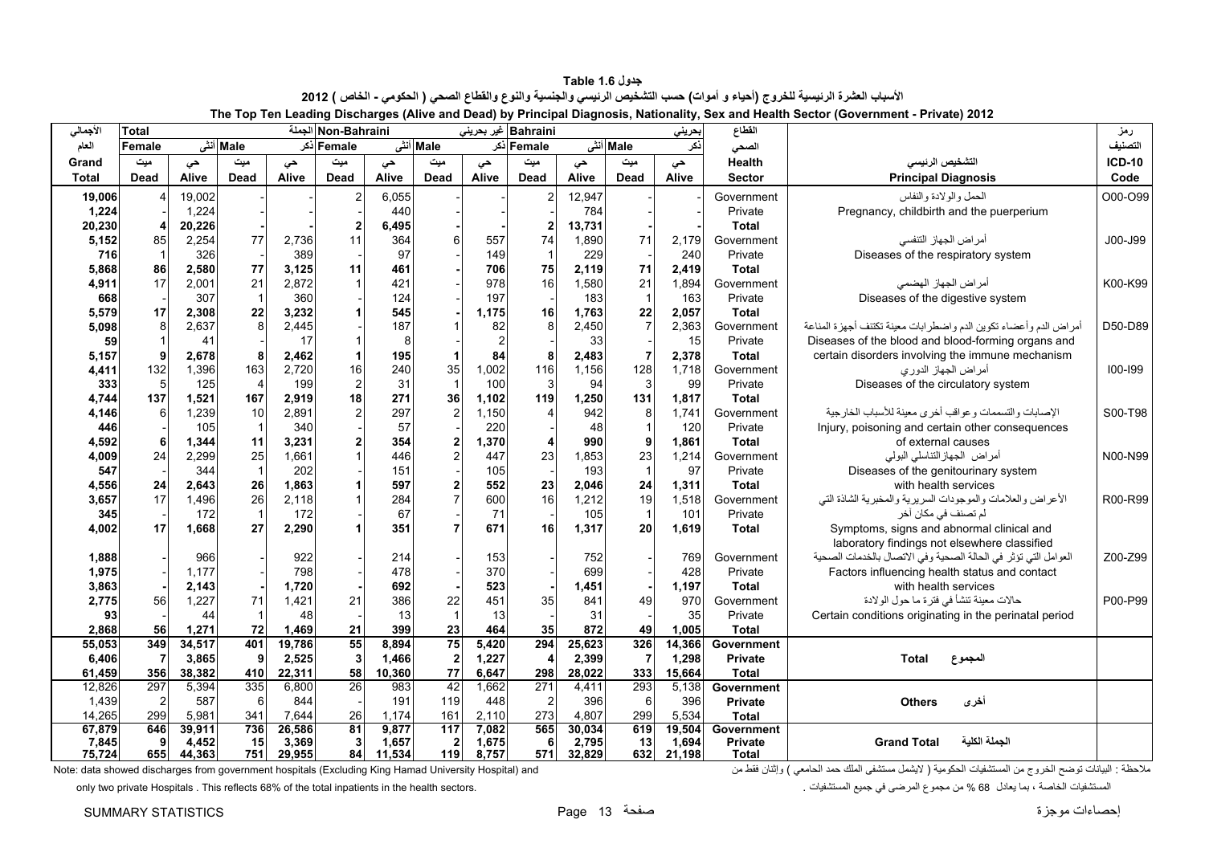**جدول Table 1.6**

**الأسباب العشرة الرئيسية للخروج (أحياء و أموات) حسب التشخيص الرئيسي والجنسية والنوع والقطاع الصحي ( الحكومي - الخاص ) 2012**

**The Top Ten Leading Discharges (Alive and Dead) by Principal Diagnosis, Nationality, Sex and Health Sector (Government - Private) 2012**

| الأجمالي العام Grand Total | Total الجملة Female أنثى ميت Dead | حي Alive | Male ذكر ميت Dead | حي Alive | Non-Bahraini غير بحريني Female أنثى ميت Dead | حي Alive | Male ذكر ميت Dead | حي Alive | Bahraini بحريني Female أنثى ميت Dead | حي Alive | Male ذكر ميت Dead | حي Alive | القطاع الصحي Health Sector | التشخيص الرئيسي Principal Diagnosis | رمز التصنيف ICD-10 Code |
|---|---|---|---|---|---|---|---|---|---|---|---|---|---|---|---|
| 19,006 | 4 | 19,002 | - | - | 2 | 6,055 | - | - | 2 | 12,947 | - | - | Government | الحمل والولادة والنفاس | O00-O99 |
| 1,224 | - | 1,224 | - | - | - | 440 | - | - | - | 784 | - | - | Private | Pregnancy, childbirth and the puerperium | |
| **20,230** | **4** | **20,226** | **-** | **-** | **2** | **6,495** | **-** | **-** | **2** | **13,731** | **-** | **-** | **Total** | | |
| 5,152 | 85 | 2,254 | 77 | 2,736 | 11 | 364 | 6 | 557 | 74 | 1,890 | 71 | 2,179 | Government | أمراض الجهاز التنفسي | J00-J99 |
| 716 | 1 | 326 | - | 389 | - | 97 | - | 149 | 1 | 229 | - | 240 | Private | Diseases of the respiratory system | |
| **5,868** | **86** | **2,580** | **77** | **3,125** | **11** | **461** | **-** | **706** | **75** | **2,119** | **71** | **2,419** | **Total** | | |
| 4,911 | 17 | 2,001 | 21 | 2,872 | 1 | 421 | - | 978 | 16 | 1,580 | 21 | 1,894 | Government | أمراض الجهاز الهضمي | K00-K99 |
| 668 | - | 307 | 1 | 360 | - | 124 | - | 197 | - | 183 | 1 | 163 | Private | Diseases of the digestive system | |
| **5,579** | **17** | **2,308** | **22** | **3,232** | **1** | **545** | **-** | **1,175** | **16** | **1,763** | **22** | **2,057** | **Total** | | |
| 5,098 | 8 | 2,637 | 8 | 2,445 | - | 187 | 1 | 82 | 8 | 2,450 | 7 | 2,363 | Government | أمراض الدم وأعضاء تكوين الدم واضطرابات معينة تكتنف أجهزة المناعة | D50-D89 |
| 59 | 1 | 41 | - | 17 | 1 | 8 | - | 2 | - | 33 | - | 15 | Private | Diseases of the blood and blood-forming organs and | |
| **5,157** | **9** | **2,678** | **8** | **2,462** | **1** | **195** | **1** | **84** | **8** | **2,483** | **7** | **2,378** | **Total** | certain disorders involving the immune mechanism | |
| 4,411 | 132 | 1,396 | 163 | 2,720 | 16 | 240 | 35 | 1,002 | 116 | 1,156 | 128 | 1,718 | Government | أمراض الجهاز الدوري | I00-I99 |
| 333 | 5 | 125 | 4 | 199 | 2 | 31 | 1 | 100 | 3 | 94 | 3 | 99 | Private | Diseases of the circulatory system | |
| **4,744** | **137** | **1,521** | **167** | **2,919** | **18** | **271** | **36** | **1,102** | **119** | **1,250** | **131** | **1,817** | **Total** | | |
| 4,146 | 6 | 1,239 | 10 | 2,891 | 2 | 297 | 2 | 1,150 | 4 | 942 | 8 | 1,741 | Government | الإصابات والتسممات وعواقب أخرى معينة للأسباب الخارجية | S00-T98 |
| 446 | - | 105 | 1 | 340 | - | 57 | - | 220 | - | 48 | 1 | 120 | Private | Injury, poisoning and certain other consequences | |
| **4,592** | **6** | **1,344** | **11** | **3,231** | **2** | **354** | **2** | **1,370** | **4** | **990** | **9** | **1,861** | **Total** | of external causes | |
| 4,009 | 24 | 2,299 | 25 | 1,661 | 1 | 446 | 2 | 447 | 23 | 1,853 | 23 | 1,214 | Government | أمراض الجهازالتناسلي البولي | N00-N99 |
| 547 | - | 344 | 1 | 202 | - | 151 | - | 105 | - | 193 | 1 | 97 | Private | Diseases of the genitourinary system | |
| **4,556** | **24** | **2,643** | **26** | **1,863** | **1** | **597** | **2** | **552** | **23** | **2,046** | **24** | **1,311** | **Total** | with health services | |
| 3,657 | 17 | 1,496 | 26 | 2,118 | 1 | 284 | 7 | 600 | 16 | 1,212 | 19 | 1,518 | Government | الأعراض والعلامات والموجودات السريرية والمخبرية الشاذة التي | R00-R99 |
| 345 | - | 172 | 1 | 172 | - | 67 | - | 71 | - | 105 | 1 | 101 | Private | لم تصنف في مكان آخر | |
| **4,002** | **17** | **1,668** | **27** | **2,290** | **1** | **351** | **7** | **671** | **16** | **1,317** | **20** | **1,619** | **Total** | Symptoms, signs and abnormal clinical and laboratory findings not elsewhere classified | |
| 1,888 | - | 966 | - | 922 | - | 214 | - | 153 | - | 752 | - | 769 | Government | العوامل التي تؤثر في الحالة الصحية وفي الاتصال بالخدمات الصحية | Z00-Z99 |
| 1,975 | - | 1,177 | - | 798 | - | 478 | - | 370 | - | 699 | - | 428 | Private | Factors influencing health status and contact | |
| **3,863** | **-** | **2,143** | **-** | **1,720** | **-** | **692** | **-** | **523** | **-** | **1,451** | **-** | **1,197** | **Total** | with health services | |
| 2,775 | 56 | 1,227 | 71 | 1,421 | 21 | 386 | 22 | 451 | 35 | 841 | 49 | 970 | Government | حالات معينة تنشأ في فترة ما حول الولادة | P00-P99 |
| 93 | - | 44 | 1 | 48 | - | 13 | 1 | 13 | - | 31 | - | 35 | Private | Certain conditions originating in the perinatal period | |
| **2,868** | **56** | **1,271** | **72** | **1,469** | **21** | **399** | **23** | **464** | **35** | **872** | **49** | **1,005** | **Total** | | |
| **55,053** | **349** | **34,517** | **401** | **19,786** | **55** | **8,894** | **75** | **5,420** | **294** | **25,623** | **326** | **14,366** | **Government** | | |
| **6,406** | **7** | **3,865** | **9** | **2,525** | **3** | **1,466** | **2** | **1,227** | **4** | **2,399** | **7** | **1,298** | **Private** | **Total المجموع** | |
| **61,459** | **356** | **38,382** | **410** | **22,311** | **58** | **10,360** | **77** | **6,647** | **298** | **28,022** | **333** | **15,664** | **Total** | | |
| 12,826 | 297 | 5,394 | 335 | 6,800 | 26 | 983 | 42 | 1,662 | 271 | 4,411 | 293 | 5,138 | **Government** | | |
| 1,439 | 2 | 587 | 6 | 844 | - | 191 | 119 | 448 | 2 | 396 | 6 | 396 | **Private** | **Others أخرى** | |
| 14,265 | 299 | 5,981 | 341 | 7,644 | 26 | 1,174 | 161 | 2,110 | 273 | 4,807 | 299 | 5,534 | **Total** | | |
| **67,879** | **646** | **39,911** | **736** | **26,586** | **81** | **9,877** | **117** | **7,082** | **565** | **30,034** | **619** | **19,504** | **Government** | | |
| **7,845** | **9** | **4,452** | **15** | **3,369** | **3** | **1,657** | **2** | **1,675** | **6** | **2,795** | **13** | **1,694** | **Private** | **Grand Total الجملة الكلية** | |
| **75,724** | **655** | **44,363** | **751** | **29,955** | **84** | **11,534** | **119** | **8,757** | **571** | **32,829** | **632** | **21,198** | **Total** | | |

Note: data showed discharges from government hospitals (Excluding King Hamad University Hospital) and only two private Hospitals . This reflects 68% of the total inpatients in the health sectors.

ملاحظة : البيانات توضح الخروج من المستشفيات الحكومية ( لايشمل مستشفى الملك حمد الجامعي ) وإثنان فقط من المستشفيات الخاصة ، بما يعادل 68 % من مجموع المرضى في جميع المستشفيات .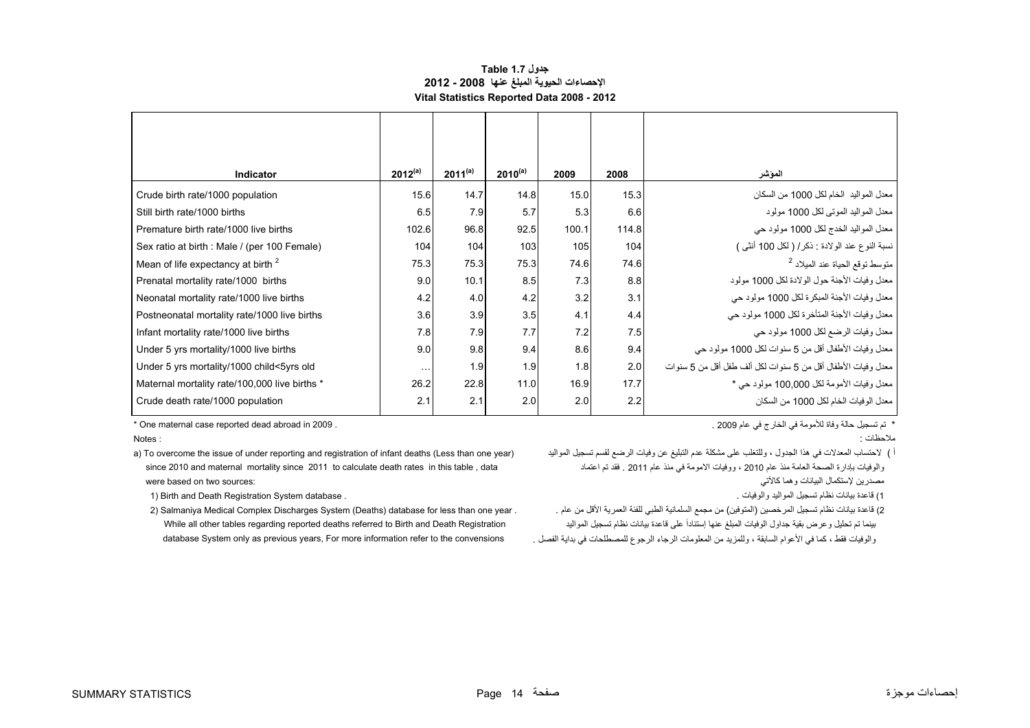# جدول Table 1.7

## الإحصاءات الحيوية المبلغ عنها 2008 - 2012

## Vital Statistics Reported Data 2008 - 2012

| Indicator | 2012[(a)] | 2011[(a)] | 2010[(a)] | 2009 | 2008 | المؤشر |
|---|---|---|---|---|---|---|
| Crude birth rate/1000 population | 15.6 | 14.7 | 14.8 | 15.0 | 15.3 | معدل المواليد الخام لكل 1000 من السكان |
| Still birth rate/1000 births | 6.5 | 7.9 | 5.7 | 5.3 | 6.6 | معدل المواليد الموتى لكل 1000 مولود |
| Premature birth rate/1000 live births | 102.6 | 96.8 | 92.5 | 100.1 | 114.8 | معدل المواليد الخدج لكل 1000 مولود حي |
| Sex ratio at birth : Male / (per 100 Female) | 104 | 104 | 103 | 105 | 104 | نسبة النوع عند الولادة : ذكر/ ( لكل 100 أنثى ) |
| Mean of life expectancy at birth [2] | 75.3 | 75.3 | 75.3 | 74.6 | 74.6 | متوسط توقع الحياة عند الميلاد [2] |
| Prenatal mortality rate/1000 births | 9.0 | 10.1 | 8.5 | 7.3 | 8.8 | معدل وفيات الأجنة حول الولادة لكل 1000 مولود |
| Neonatal mortality rate/1000 live births | 4.2 | 4.0 | 4.2 | 3.2 | 3.1 | معدل وفيات الأجنة المبكرة لكل 1000 مولود حي |
| Postneonatal mortality rate/1000 live births | 3.6 | 3.9 | 3.5 | 4.1 | 4.4 | معدل وفيات الأجنة المتأخرة لكل 1000 مولود حي |
| Infant mortality rate/1000 live births | 7.8 | 7.9 | 7.7 | 7.2 | 7.5 | معدل وفيات الرضع لكل 1000 مولود حي |
| Under 5 yrs mortality/1000 live births | 9.0 | 9.8 | 9.4 | 8.6 | 9.4 | معدل وفيات الأطفال أقل من 5 سنوات لكل 1000 مولود حي |
| Under 5 yrs mortality/1000 child<5yrs old | … | 1.9 | 1.9 | 1.8 | 2.0 | معدل وفيات الأطفال أقل من 5 سنوات لكل ألف طفل أقل من 5 سنوات |
| Maternal mortality rate/100,000 live births * | 26.2 | 22.8 | 11.0 | 16.9 | 17.7 | معدل وفيات الأمومة لكل 100,000 مولود حي * |
| Crude death rate/1000 population | 2.1 | 2.1 | 2.0 | 2.0 | 2.2 | معدل الوفيات الخام لكل 1000 من السكان |

* One maternal case reported dead abroad in 2009 .

* تم تسجيل حالة وفاة للأمومة في الخارج في عام 2009 .

Notes :

a) To overcome the issue of under reporting and registration of infant deaths (Less than one year) since 2010 and maternal mortality since 2011 to calculate death rates in this table , data were based on two sources:

1) Birth and Death Registration System database .

2) Salmaniya Medical Complex Discharges System (Deaths) database for less than one year . While all other tables regarding reported deaths referred to Birth and Death Registration database System only as previous years, For more information refer to the convensions

ملاحظات :

أ ) لاحتساب المعدلات في هذا الجدول ، وللتغلب على مشكلة عدم التبليغ عن وفيات الرضع لقسم تسجيل المواليد والوفيات بإدارة الصحة العامة منذ عام 2010 ، ووفيات الامومة في منذ عام 2011 . فقد تم اعتماد مصدرين لإستكمال البيانات وهما كالآتي

1) قاعدة بيانات نظام تسجيل المواليد والوفيات .

2) قاعدة بيانات نظام تسجيل المرخصين (المتوفين) من مجمع السلمانية الطبي للفئة العمرية الأقل من عام .

بينما تم تحليل وعرض بقية جداول الوفيات المبلغ عنها إستناداً على قاعدة بيانات نظام تسجيل المواليد والوفيات فقط ، كما في الأعوام السابقة ، وللمزيد من المعلومات الرجاء الرجوع للمصطلحات في بداية الفصل .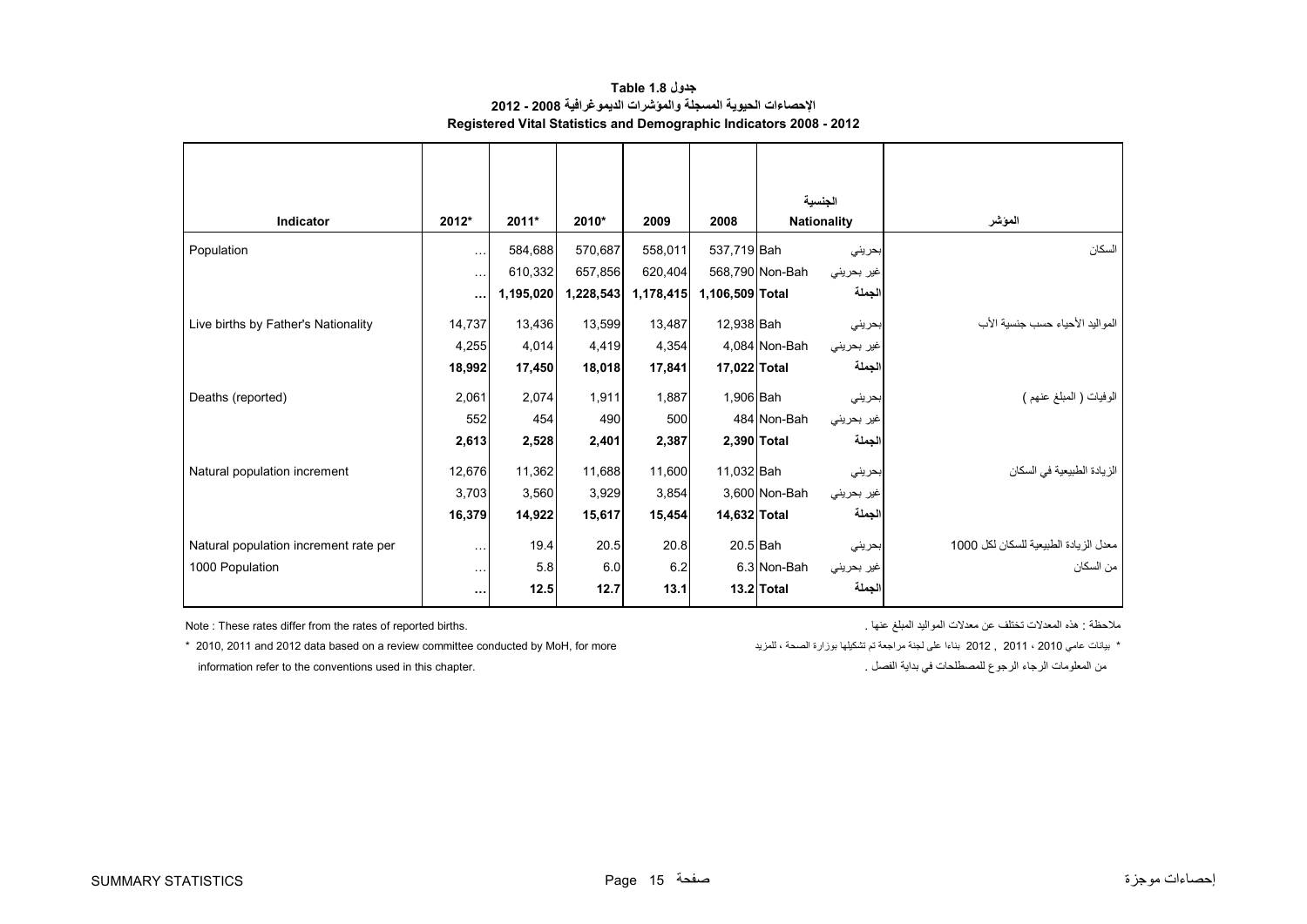**جدول Table 1.8**

**الإحصاءات الحيوية المسجلة والمؤشرات الديموغرافية 2008 - 2012**

**Registered Vital Statistics and Demographic Indicators 2008 - 2012**

| Indicator | 2012* | 2011* | 2010* | 2009 | 2008 | Nationality | الجنسية | المؤشر |
|---|---|---|---|---|---|---|---|---|
| Population | ... | 584,688 | 570,687 | 558,011 | 537,719 | Bah | بحريني | السكان |
| | ... | 610,332 | 657,856 | 620,404 | 568,790 | Non-Bah | غير بحريني | |
| | **...** | **1,195,020** | **1,228,543** | **1,178,415** | **1,106,509** | **Total** | **الجملة** | |
| Live births by Father's Nationality | 14,737 | 13,436 | 13,599 | 13,487 | 12,938 | Bah | بحريني | المواليد الأحياء حسب جنسية الأب |
| | 4,255 | 4,014 | 4,419 | 4,354 | 4,084 | Non-Bah | غير بحريني | |
| | **18,992** | **17,450** | **18,018** | **17,841** | **17,022** | **Total** | **الجملة** | |
| Deaths (reported) | 2,061 | 2,074 | 1,911 | 1,887 | 1,906 | Bah | بحريني | الوفيات ( المبلغ عنهم ) |
| | 552 | 454 | 490 | 500 | 484 | Non-Bah | غير بحريني | |
| | **2,613** | **2,528** | **2,401** | **2,387** | **2,390** | **Total** | **الجملة** | |
| Natural population increment | 12,676 | 11,362 | 11,688 | 11,600 | 11,032 | Bah | بحريني | الزيادة الطبيعية في السكان |
| | 3,703 | 3,560 | 3,929 | 3,854 | 3,600 | Non-Bah | غير بحريني | |
| | **16,379** | **14,922** | **15,617** | **15,454** | **14,632** | **Total** | **الجملة** | |
| Natural population increment rate per 1000 Population | ... | 19.4 | 20.5 | 20.8 | 20.5 | Bah | بحريني | معدل الزيادة الطبيعية للسكان لكل 1000 من السكان |
| | ... | 5.8 | 6.0 | 6.2 | 6.3 | Non-Bah | غير بحريني | |
| | **...** | **12.5** | **12.7** | **13.1** | **13.2** | **Total** | **الجملة** | |

Note : These rates differ from the rates of reported births.

ملاحظة : هذه المعدلات تختلف عن معدلات المواليد المبلغ عنها .

\* 2010, 2011 and 2012 data based on a review committee conducted by MoH, for more information refer to the conventions used in this chapter.

\* بيانات عامي 2010 ، 2011 , 2012 بناءا على لجنة مراجعة تم تشكيلها بوزارة الصحة ، للمزيد من المعلومات الرجاء الرجوع للمصطلحات في بداية الفصل .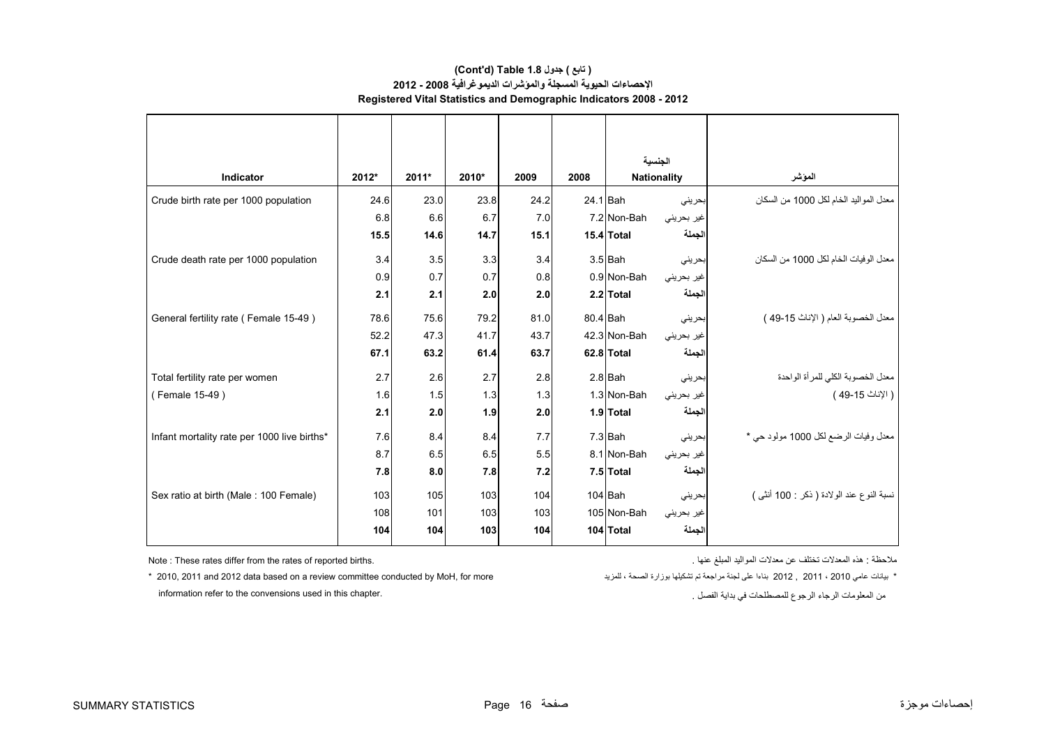**(Cont'd) Table 1.8 ( تابع ) جدول**

**الإحصاءات الحيوية المسجلة والمؤشرات الديموغرافية 2008 - 2012**

**Registered Vital Statistics and Demographic Indicators 2008 - 2012**

| Indicator | 2012* | 2011* | 2010* | 2009 | 2008 | Nationality | الجنسية | المؤشر |
|---|---|---|---|---|---|---|---|---|
| Crude birth rate per 1000 population | 24.6 | 23.0 | 23.8 | 24.2 | 24.1 | Bah | بحريني | معدل المواليد الخام لكل 1000 من السكان |
| | 6.8 | 6.6 | 6.7 | 7.0 | 7.2 | Non-Bah | غير بحريني | |
| | **15.5** | **14.6** | **14.7** | **15.1** | **15.4** | **Total** | **الجملة** | |
| Crude death rate per 1000 population | 3.4 | 3.5 | 3.3 | 3.4 | 3.5 | Bah | بحريني | معدل الوفيات الخام لكل 1000 من السكان |
| | 0.9 | 0.7 | 0.7 | 0.8 | 0.9 | Non-Bah | غير بحريني | |
| | **2.1** | **2.1** | **2.0** | **2.0** | **2.2** | **Total** | **الجملة** | |
| General fertility rate ( Female 15-49 ) | 78.6 | 75.6 | 79.2 | 81.0 | 80.4 | Bah | بحريني | معدل الخصوبة العام ( الإناث 15-49 ) |
| | 52.2 | 47.3 | 41.7 | 43.7 | 42.3 | Non-Bah | غير بحريني | |
| | **67.1** | **63.2** | **61.4** | **63.7** | **62.8** | **Total** | **الجملة** | |
| Total fertility rate per women ( Female 15-49 ) | 2.7 | 2.6 | 2.7 | 2.8 | 2.8 | Bah | بحريني | معدل الخصوبة الكلي للمرأة الواحدة ( الإناث 15-49 ) |
| | 1.6 | 1.5 | 1.3 | 1.3 | 1.3 | Non-Bah | غير بحريني | |
| | **2.1** | **2.0** | **1.9** | **2.0** | **1.9** | **Total** | **الجملة** | |
| Infant mortality rate per 1000 live births* | 7.6 | 8.4 | 8.4 | 7.7 | 7.3 | Bah | بحريني | معدل وفيات الرضع لكل 1000 مولود حي * |
| | 8.7 | 6.5 | 6.5 | 5.5 | 8.1 | Non-Bah | غير بحريني | |
| | **7.8** | **8.0** | **7.8** | **7.2** | **7.5** | **Total** | **الجملة** | |
| Sex ratio at birth (Male : 100 Female) | 103 | 105 | 103 | 104 | 104 | Bah | بحريني | نسبة النوع عند الولادة ( ذكر : 100 أنثى ) |
| | 108 | 101 | 103 | 103 | 105 | Non-Bah | غير بحريني | |
| | **104** | **104** | **103** | **104** | **104** | **Total** | **الجملة** | |

Note : These rates differ from the rates of reported births.

ملاحظة : هذه المعدلات تختلف عن معدلات المواليد المبلغ عنها .

\* 2010, 2011 and 2012 data based on a review committee conducted by MoH, for more information refer to the convensions used in this chapter.

\* بيانات عامي 2010 ، 2011 , 2012 بناءا على لجنة مراجعة تم تشكيلها بوزارة الصحة ، للمزيد من المعلومات الرجاء الرجوع للمصطلحات في بداية الفصل .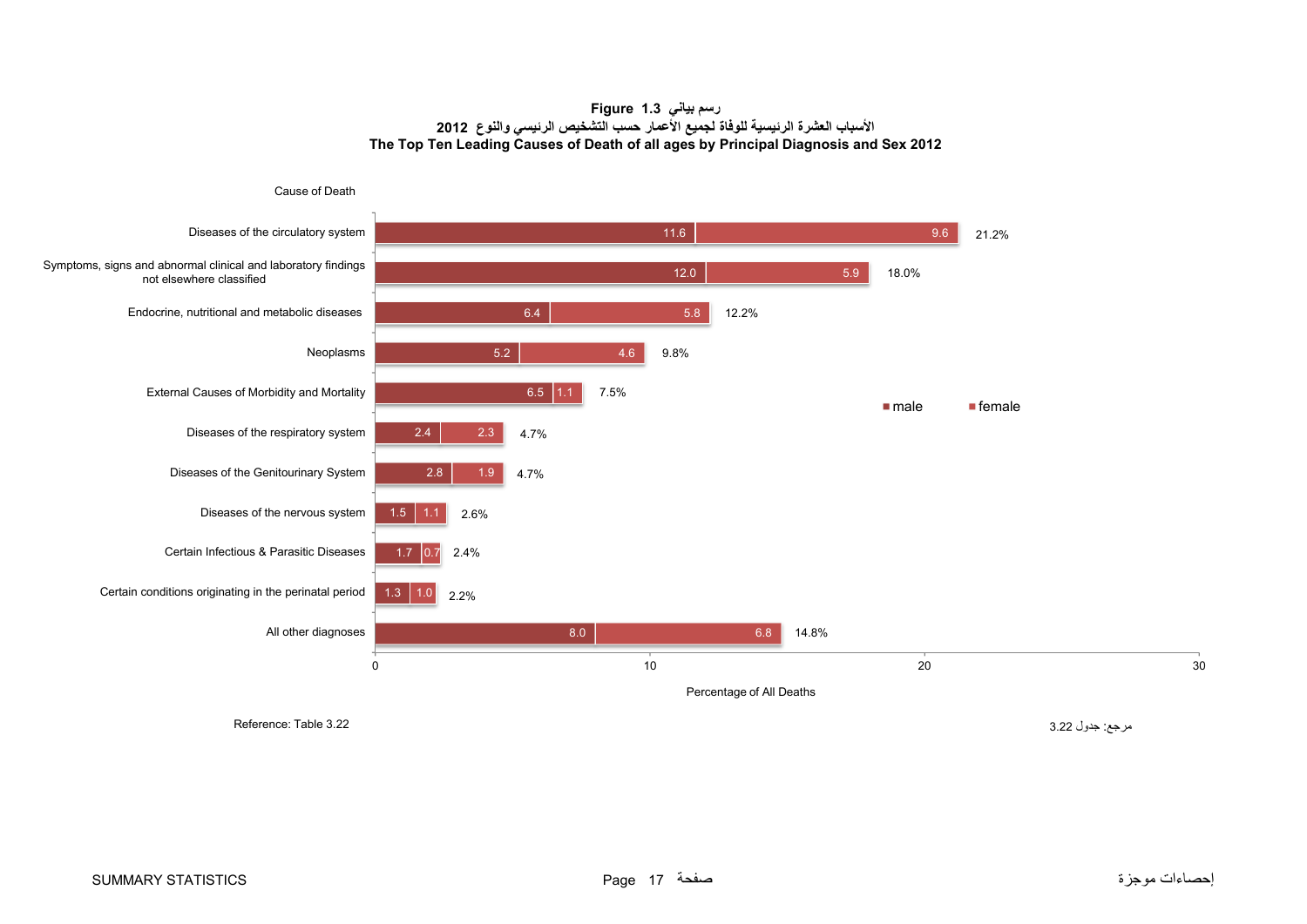**Figure 1.3 رسم بياني**

**الأسباب العشرة الرئيسية للوفاة لجميع الأعمار حسب التشخيص الرئيسي والنوع 2012**

**The Top Ten Leading Causes of Death of all ages by Principal Diagnosis and Sex 2012**

| Cause of Death | male | female | Total |
|---|---|---|---|
| Diseases of the circulatory system | 11.6 | 9.6 | 21.2% |
| Symptoms, signs and abnormal clinical and laboratory findings not elsewhere classified | 12.0 | 5.9 | 18.0% |
| Endocrine, nutritional and metabolic diseases | 6.4 | 5.8 | 12.2% |
| Neoplasms | 5.2 | 4.6 | 9.8% |
| External Causes of Morbidity and Mortality | 6.5 | 1.1 | 7.5% |
| Diseases of the respiratory system | 2.4 | 2.3 | 4.7% |
| Diseases of the Genitourinary System | 2.8 | 1.9 | 4.7% |
| Diseases of the nervous system | 1.5 | 1.1 | 2.6% |
| Certain Infectious & Parasitic Diseases | 1.7 | 0.7 | 2.4% |
| Certain conditions originating in the perinatal period | 1.3 | 1.0 | 2.2% |
| All other diagnoses | 8.0 | 6.8 | 14.8% |

Percentage of All Deaths

Reference: Table 3.22

مرجع: جدول 3.22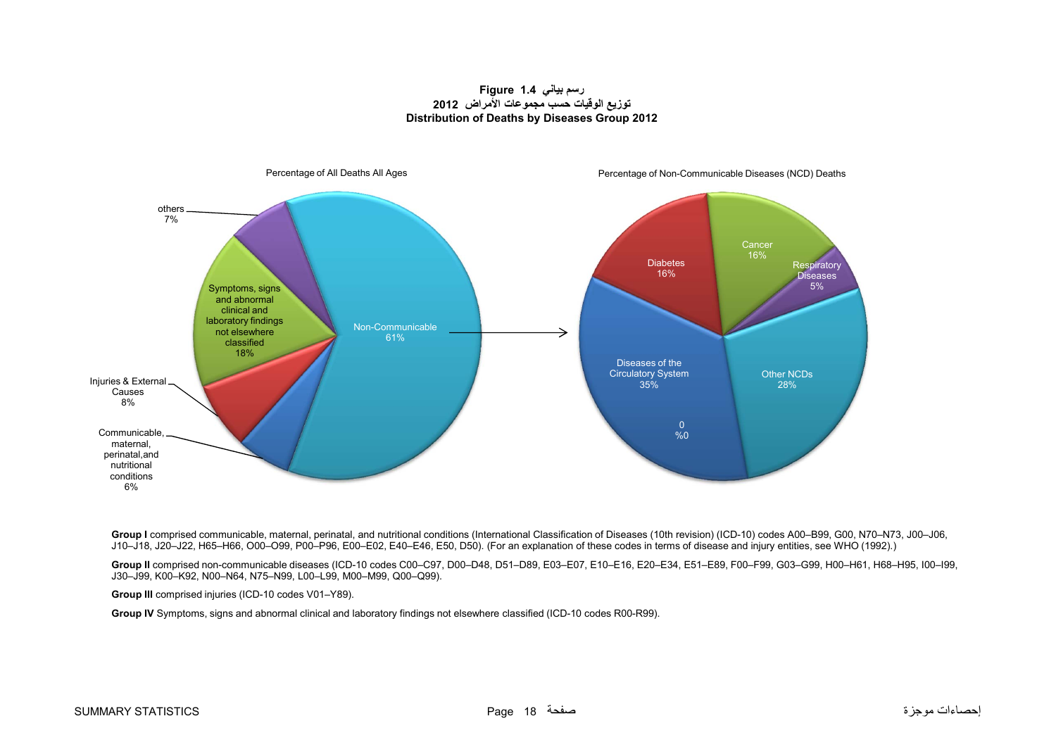**Figure 1.4 رسم بياني**

**توزيع الوفيات حسب مجموعات الأمراض 2012**

**Distribution of Deaths by Diseases Group 2012**

Percentage of All Deaths All Ages

- Non-Communicable 61%
- Symptoms, signs and abnormal clinical and laboratory findings not elsewhere classified 18%
- Injuries & External Causes 8%
- others 7%
- Communicable, maternal, perinatal,and nutritional conditions 6%

Percentage of Non-Communicable Diseases (NCD) Deaths

- Diseases of the Circulatory System 35%
- Other NCDs 28%
- Diabetes 16%
- Cancer 16%
- Respiratory Diseases 5%
- 0 %0

**Group I** comprised communicable, maternal, perinatal, and nutritional conditions (International Classification of Diseases (10th revision) (ICD-10) codes A00–B99, G00, N70–N73, J00–J06, J10–J18, J20–J22, H65–H66, O00–O99, P00–P96, E00–E02, E40–E46, E50, D50). (For an explanation of these codes in terms of disease and injury entities, see WHO (1992).)

**Group II** comprised non-communicable diseases (ICD-10 codes C00–C97, D00–D48, D51–D89, E03–E07, E10–E16, E20–E34, E51–E89, F00–F99, G03–G99, H00–H61, H68–H95, I00–I99, J30–J99, K00–K92, N00–N64, N75–N99, L00–L99, M00–M99, Q00–Q99).

**Group III** comprised injuries (ICD-10 codes V01–Y89).

**Group IV** Symptoms, signs and abnormal clinical and laboratory findings not elsewhere classified (ICD-10 codes R00-R99).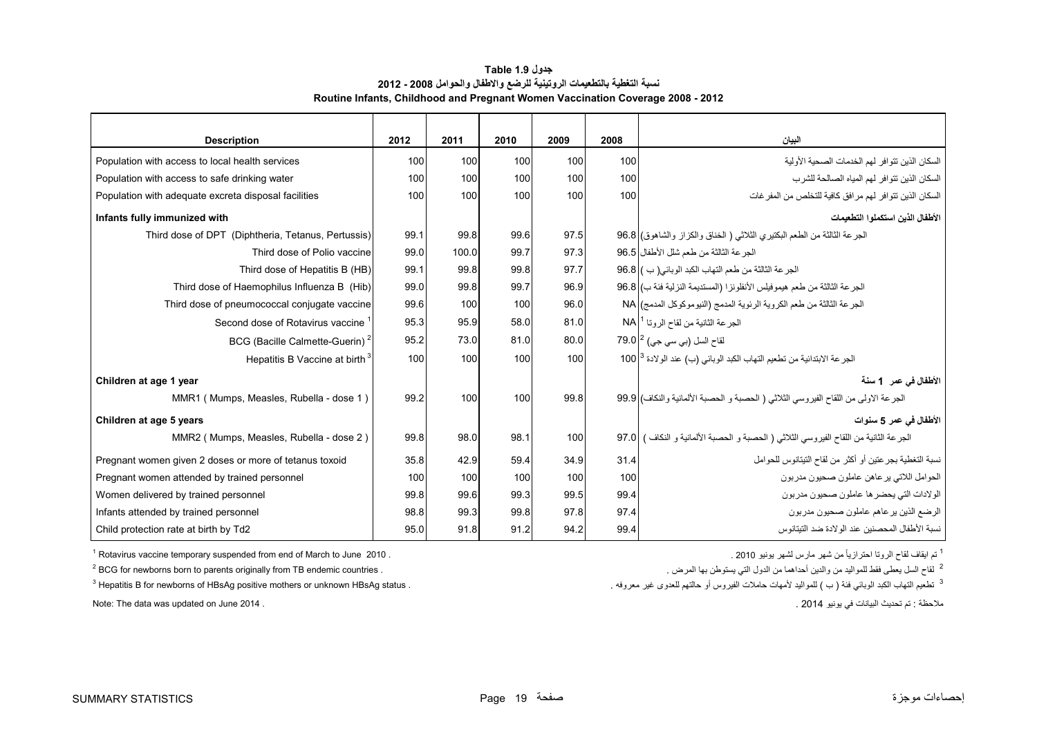# جدول Table 1.9

## نسبة التغطية بالتطعيمات الروتينية للرضع والاطفال والحوامل 2008 - 2012

## Routine Infants, Childhood and Pregnant Women Vaccination Coverage 2008 - 2012

| Description | 2012 | 2011 | 2010 | 2009 | 2008 | البيان |
|---|---|---|---|---|---|---|
| Population with access to local health services | 100 | 100 | 100 | 100 | 100 | السكان الذين تتوافر لهم الخدمات الصحية الأولية |
| Population with access to safe drinking water | 100 | 100 | 100 | 100 | 100 | السكان الذين تتوافر لهم المياه الصالحة للشرب |
| Population with adequate excreta disposal facilities | 100 | 100 | 100 | 100 | 100 | السكان الذين تتوافر لهم مرافق كافية للتخلص من المفرغات |
| **Infants fully immunized with** | | | | | | **الأطفال الذين استكملوا التطعيمات** |
| Third dose of DPT (Diphtheria, Tetanus, Pertussis) | 99.1 | 99.8 | 99.6 | 97.5 | 96.8 | الجرعة الثالثة من الطعم البكتيري الثلاثي ( الخناق والكزاز والشاهوق) |
| Third dose of Polio vaccine | 99.0 | 100.0 | 99.7 | 97.3 | 96.5 | الجرعة الثالثة من طعم شلل الأطفال |
| Third dose of Hepatitis B (HB) | 99.1 | 99.8 | 99.8 | 97.7 | 96.8 | الجرعة الثالثة من طعم التهاب الكبد الوبائي( ب ) |
| Third dose of Haemophilus Influenza B (Hib) | 99.0 | 99.8 | 99.7 | 96.9 | 96.8 | الجرعة الثالثة من طعم هيموفيلس الأنفلونزا (المستديمة النزلية فئة ب) |
| Third dose of pneumococcal conjugate vaccine | 99.6 | 100 | 100 | 96.0 | NA | الجرعة الثالثة من طعم الكروية الرئوية المدمج (النيوموكوكل المدمج) |
| Second dose of Rotavirus vaccine [1] | 95.3 | 95.9 | 58.0 | 81.0 | NA | الجرعة الثانية من لقاح الروتا [1] |
| BCG (Bacille Calmette-Guerin) [2] | 95.2 | 73.0 | 81.0 | 80.0 | 79.0 | لقاح السل (بي سي جي) [2] |
| Hepatitis B Vaccine at birth [3] | 100 | 100 | 100 | 100 | 100 | الجرعة الابتدائية من تطعيم التهاب الكبد الوبائي (ب) عند الولادة [3] |
| **Children at age 1 year** | | | | | | **الأطفال في عمر 1 سنة** |
| MMR1 ( Mumps, Measles, Rubella - dose 1 ) | 99.2 | 100 | 100 | 99.8 | 99.9 | الجرعة الاولى من اللقاح الفيروسي الثلاثي ( الحصبة و الحصبة الألمانية والنكاف) |
| **Children at age 5 years** | | | | | | **الأطفال في عمر 5 سنوات** |
| MMR2 ( Mumps, Measles, Rubella - dose 2 ) | 99.8 | 98.0 | 98.1 | 100 | 97.0 | الجرعة الثانية من اللقاح الفيروسي الثلاثي ( الحصبة و الحصبة الألمانية و النكاف ) |
| Pregnant women given 2 doses or more of tetanus toxoid | 35.8 | 42.9 | 59.4 | 34.9 | 31.4 | نسبة التغطية بجرعتين أو أكثر من لقاح التيتانوس للحوامل |
| Pregnant women attended by trained personnel | 100 | 100 | 100 | 100 | 100 | الحوامل اللاتي يرعاهن عاملون صحيون مدربون |
| Women delivered by trained personnel | 99.8 | 99.6 | 99.3 | 99.5 | 99.4 | الولادات التي يحضرها عاملون صحيون مدربون |
| Infants attended by trained personnel | 98.8 | 99.3 | 99.8 | 97.8 | 97.4 | الرضع الذين يرعاهم عاملون صحيون مدربون |
| Child protection rate at birth by Td2 | 95.0 | 91.8 | 91.2 | 94.2 | 99.4 | نسبة الأطفال المحصنين عند الولادة ضد التيتانوس |

[1] Rotavirus vaccine temporary suspended from end of March to June 2010 .

[2] BCG for newborns born to parents originally from TB endemic countries .

[3] Hepatitis B for newborns of HBsAg positive mothers or unknown HBsAg status .

Note: The data was updated on June 2014 .

[1] تم ايقاف لقاح الروتا احترازياً من شهر مارس لشهر يونيو 2010 .

[2] لقاح السل يعطى فقط للمواليد من والدين أحداهما من الدول التي يستوطن بها المرض .

[3] تطعيم التهاب الكبد الوبائي فئة ( ب ) للمواليد لأمهات حاملات الفيروس أو حالتهم للعدوى غير معروفه .

ملاحظة : تم تحديث البيانات في يونيو 2014 .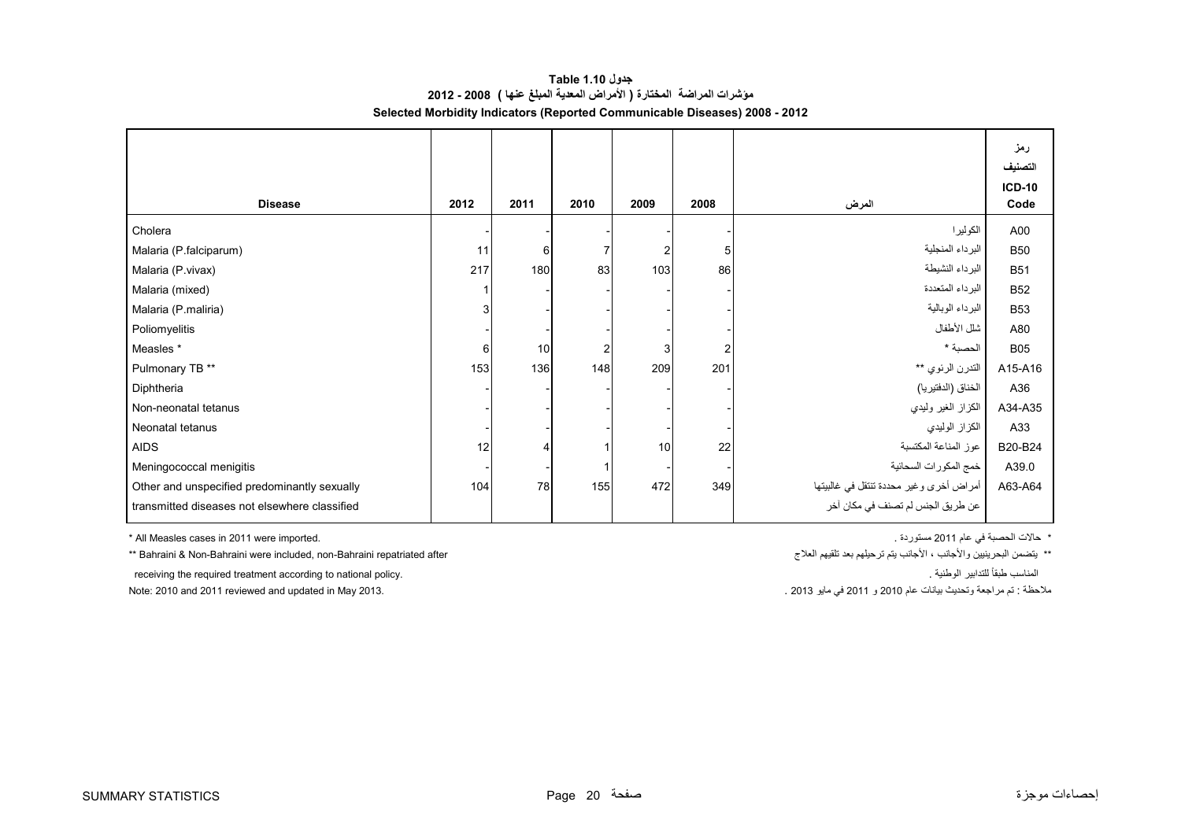# جدول Table 1.10

## مؤشرات المراضة المختارة ( الأمراض المعدية المبلغ عنها ) 2008 - 2012

## Selected Morbidity Indicators (Reported Communicable Diseases) 2008 - 2012

| Disease | 2012 | 2011 | 2010 | 2009 | 2008 | المرض | رمز التصنيف ICD-10 Code |
|---|---|---|---|---|---|---|---|
| Cholera | - | - | - | - | - | الكوليرا | A00 |
| Malaria (P.falciparum) | 11 | 6 | 7 | 2 | 5 | البرداء المنجلية | B50 |
| Malaria (P.vivax) | 217 | 180 | 83 | 103 | 86 | البرداء النشيطة | B51 |
| Malaria (mixed) | 1 | - | - | - | - | البرداء المتعددة | B52 |
| Malaria (P.maliria) | 3 | - | - | - | - | البرداء الوبالية | B53 |
| Poliomyelitis | - | - | - | - | - | شلل الأطفال | A80 |
| Measles * | 6 | 10 | 2 | 3 | 2 | الحصبة * | B05 |
| Pulmonary TB ** | 153 | 136 | 148 | 209 | 201 | التدرن الرئوي ** | A15-A16 |
| Diphtheria | - | - | - | - | - | الخناق (الدفتيريا) | A36 |
| Non-neonatal tetanus | - | - | - | - | - | الكزاز الغير وليدي | A34-A35 |
| Neonatal tetanus | - | - | - | - | - | الكزاز الوليدي | A33 |
| AIDS | 12 | 4 | 1 | 10 | 22 | عوز المناعة المكتسبة | B20-B24 |
| Meningococcal menigitis | - | - | 1 | - | - | خمج المكورات السحائية | A39.0 |
| Other and unspecified predominantly sexually transmitted diseases not elsewhere classified | 104 | 78 | 155 | 472 | 349 | أمراض أخرى وغير محددة تنتقل في غالبيتها عن طريق الجنس لم تصنف في مكان آخر | A63-A64 |

\* All Measles cases in 2011 were imported.

\* حالات الحصبة في عام 2011 مستوردة .

\** Bahraini & Non-Bahraini were included, non-Bahraini repatriated after receiving the required treatment according to national policy.

\** يتضمن البحرينيين والأجانب ، الأجانب يتم ترحيلهم بعد تلقيهم العلاج المناسب طبقاً للتدابير الوطنية .

Note: 2010 and 2011 reviewed and updated in May 2013.

ملاحظة : تم مراجعة وتحديث بيانات عام 2010 و 2011 في مايو 2013 .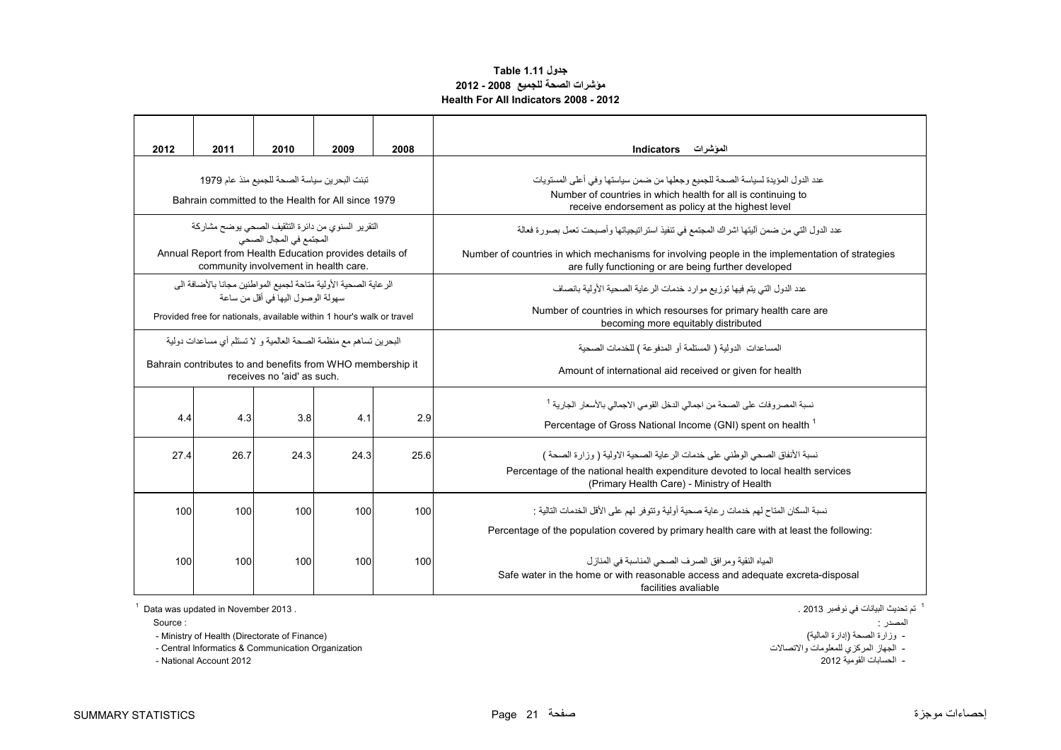**جدول 1.11 Table**
**مؤشرات الصحة للجميع 2008 - 2012**
**Health For All Indicators 2008 - 2012**

| 2012 | 2011 | 2010 | 2009 | 2008 | المؤشرات Indicators |
|---|---|---|---|---|---|
| تبنت البحرين سياسة الصحة للجميع منذ عام 1979<br>Bahrain committed to the Health for All since 1979 | | | | | عدد الدول المؤيدة لسياسة الصحة للجميع وجعلها من ضمن سياستها وفي أعلى المستويات<br>Number of countries in which health for all is continuing to receive endorsement as policy at the highest level |
| التقرير السنوي من دائرة التثقيف الصحي يوضح مشاركة المجتمع في المجال الصحي<br>Annual Report from Health Education provides details of community involvement in health care. | | | | | عدد الدول التي من ضمن آليتها اشراك المجتمع في تنفيذ استراتيجياتها وأصبحت تعمل بصورة فعالة<br>Number of countries in which mechanisms for involving people in the implementation of strategies are fully functioning or are being further developed |
| الرعاية الصحية الأولية متاحة لجميع المواطنين مجانا بالأضافة الى سهولة الوصول اليها في أقل من ساعة<br>Provided free for nationals, available within 1 hour's walk or travel | | | | | عدد الدول التي يتم فيها توزيع موارد خدمات الرعاية الصحية الأولية بانصاف<br>Number of countries in which resourses for primary health care are becoming more equitably distributed |
| البحرين تساهم مع منظمة الصحة العالمية و لا تستلم أي مساعدات دولية<br>Bahrain contributes to and benefits from WHO membership it receives no 'aid' as such. | | | | | المساعدات الدولية ( المستلمة أو المدفوعة ) للخدمات الصحية<br>Amount of international aid received or given for health |
| 4.4 | 4.3 | 3.8 | 4.1 | 2.9 | نسبة المصروفات على الصحة من اجمالي الدخل القومي الاجمالي بالأسعار الجارية [1]<br>Percentage of Gross National Income (GNI) spent on health [1] |
| 27.4 | 26.7 | 24.3 | 24.3 | 25.6 | نسبة الأنفاق الصحي الوطني على خدمات الرعاية الصحية الاولية ( وزارة الصحة )<br>Percentage of the national health expenditure devoted to local health services (Primary Health Care) - Ministry of Health |
| 100 | 100 | 100 | 100 | 100 | نسبة السكان المتاح لهم خدمات رعاية صحية أولية وتتوفر لهم على الأقل الخدمات التالية :<br>Percentage of the population covered by primary health care with at least the following: |
| 100 | 100 | 100 | 100 | 100 | المياه النقية ومرافق الصرف الصحي المناسبة في المنازل<br>Safe water in the home or with reasonable access and adequate excreta-disposal facilities avaliable |

[1] Data was updated in November 2013 .

[1] تم تحديث البيانات في نوفمبر 2013 .

Source :

- Ministry of Health (Directorate of Finance)
- Central Informatics & Communication Organization
- National Account 2012

المصدر :

- وزارة الصحة (إدارة المالية)
- الجهاز المركزي للمعلومات والاتصالات
- الحسابات القومية 2012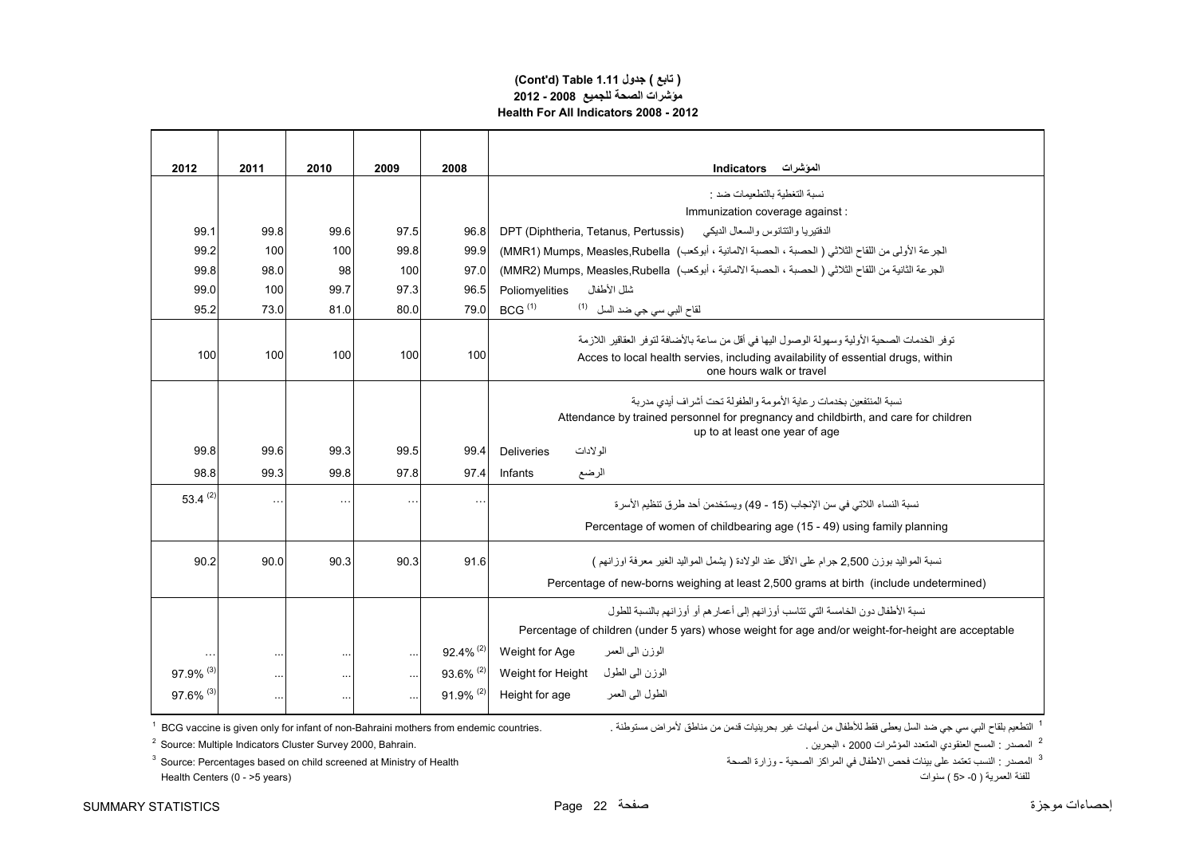**(Cont'd) Table 1.11 جدول ( تابع )**
**مؤشرات الصحة للجميع 2008 - 2012**
**Health For All Indicators 2008 - 2012**

| 2012 | 2011 | 2010 | 2009 | 2008 | Indicators المؤشرات |
|---|---|---|---|---|---|
| | | | | | نسبة التغطية بالتطعيمات ضد : Immunization coverage against : |
| 99.1 | 99.8 | 99.6 | 97.5 | 96.8 | DPT (Diphtheria, Tetanus, Pertussis) الدفتيريا والتتانوس والسعال الديكي |
| 99.2 | 100 | 100 | 99.8 | 99.9 | (MMR1) Mumps, Measles,Rubella الجرعة الأولى من اللقاح الثلاثي ( الحصبة ، الحصبة الالمانية ، أبوكعب) |
| 99.8 | 98.0 | 98 | 100 | 97.0 | (MMR2) Mumps, Measles,Rubella الجرعة الثانية من اللقاح الثلاثي ( الحصبة ، الحصبة الالمانية ، أبوكعب) |
| 99.0 | 100 | 99.7 | 97.3 | 96.5 | Poliomyelities شلل الأطفال |
| 95.2 | 73.0 | 81.0 | 80.0 | 79.0 | BCG [1] لقاح البي سي جي ضد السل [1] |
| 100 | 100 | 100 | 100 | 100 | توفر الخدمات الصحية الأولية وسهولة الوصول اليها في أقل من ساعة بالأضافة لتوفر العقاقير اللازمة Acces to local health servies, including availability of essential drugs, within one hours walk or travel |
| | | | | | نسبة المنتفعين بخدمات رعاية الأمومة والطفولة تحت أشراف أيدي مدربة Attendance by trained personnel for pregnancy and childbirth, and care for children up to at least one year of age |
| 99.8 | 99.6 | 99.3 | 99.5 | 99.4 | Deliveries الولادات |
| 98.8 | 99.3 | 99.8 | 97.8 | 97.4 | Infants الرضع |
| 53.4 [2] | ... | ... | ... | ... | نسبة النساء اللاتي في سن الإنجاب (15 - 49) ويستخدمن أحد طرق تنظيم الأسرة Percentage of women of childbearing age (15 - 49) using family planning |
| 90.2 | 90.0 | 90.3 | 90.3 | 91.6 | نسبة المواليد بوزن 2,500 جرام على الأقل عند الولادة ( يشمل المواليد الغير معرفة اوزانهم ) Percentage of new-borns weighing at least 2,500 grams at birth (include undetermined) |
| | | | | | نسبة الأطفال دون الخامسة التي تتناسب أوزانهم إلى أعمارهم أو أوزانهم بالنسبة للطول Percentage of children (under 5 yrs) whose weight for age and/or weight-for-height are acceptable |
| ... | ... | ... | ... | 92.4% [2] | Weight for Age الوزن الى العمر |
| 97.9% [3] | ... | ... | ... | 93.6% [2] | Weight for Height الوزن الى الطول |
| 97.6% [3] | ... | ... | ... | 91.9% [2] | Height for age الطول الى العمر |

[1] BCG vaccine is given only for infant of non-Bahraini mothers from endemic countries.

[1] التطعيم بلقاح البي سي جي ضد السل يعطى فقط للأطفال من أمهات غير بحرينيات قدمن من مناطق لأمراض مستوطنة .

[2] Source: Multiple Indicators Cluster Survey 2000, Bahrain.

[2] المصدر : المسح العنقودي المتعدد المؤشرات 2000 ، البحرين .

[3] Source: Percentages based on child screened at Ministry of Health Health Centers (0 - >5 years)

[3] المصدر : النسب تعتمد على بينات فحص الاطفال في المراكز الصحية - وزارة الصحة للفئة العمرية ( 0- <5 ) سنوات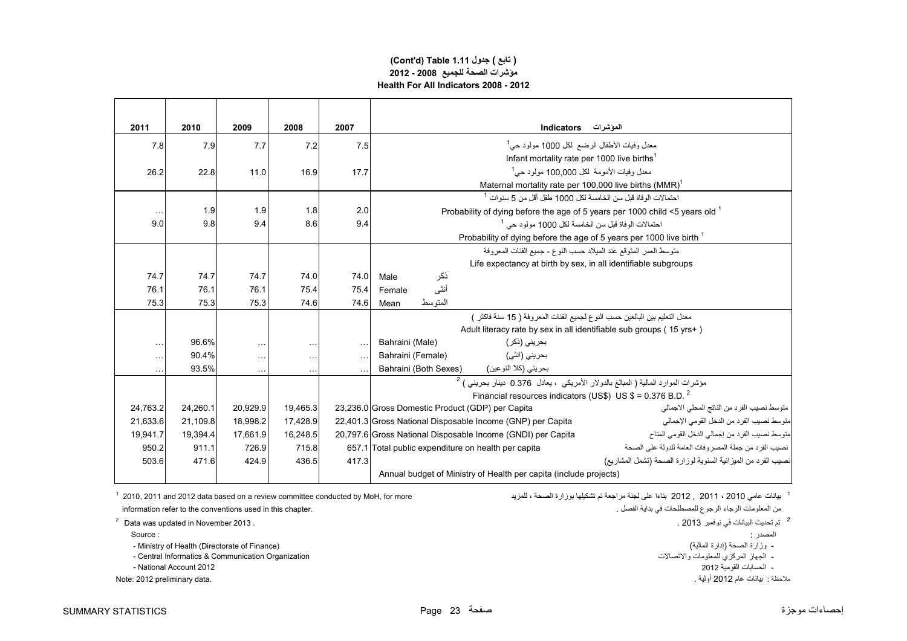**(Cont'd) Table 1.11 ( تابع ) جدول**

**مؤشرات الصحة للجميع 2008 - 2012**

**Health For All Indicators 2008 - 2012**

| 2011 | 2010 | 2009 | 2008 | 2007 | Indicators المؤشرات |
|---|---|---|---|---|---|
| 7.8 | 7.9 | 7.7 | 7.2 | 7.5 | معدل وفيات الأطفال الرضع لكل 1000 مولود حي[1] Infant mortality rate per 1000 live births[1] |
| 26.2 | 22.8 | 11.0 | 16.9 | 17.7 | معدل وفيات الأمومة لكل 100,000 مولود حي[1] Maternal mortality rate per 100,000 live births (MMR)[1] |
| … | 1.9 | 1.9 | 1.8 | 2.0 | احتمالات الوفاة قبل سن الخامسة لكل 1000 طفل أقل من 5 سنوات[1] Probability of dying before the age of 5 years per 1000 child <5 years old[1] |
| 9.0 | 9.8 | 9.4 | 8.6 | 9.4 | احتمالات الوفاة قبل سن الخامسة لكل 1000 مولود حي[1] Probability of dying before the age of 5 years per 1000 live birth[1] |
| | | | | | متوسط العمر المتوقع عند الميلاد حسب النوع - جميع الفئات المعروفة Life expectancy at birth by sex, in all identifiable subgroups |
| 74.7 | 74.7 | 74.7 | 74.0 | 74.0 | Male ذكر |
| 76.1 | 76.1 | 76.1 | 75.4 | 75.4 | Female أنثى |
| 75.3 | 75.3 | 75.3 | 74.6 | 74.6 | Mean المتوسط |
| | | | | | معدل التعليم بين البالغين حسب النوع لجميع الفئات المعروفة ( 15 سنة فاكثر ) Adult literacy rate by sex in all identifiable sub groups ( 15 yrs+ ) |
| … | 96.6% | … | … | … | Bahraini (Male) بحريني (ذكر) |
| … | 90.4% | … | … | … | Bahraini (Female) بحريني (انثى) |
| … | 93.5% | … | … | … | Bahraini (Both Sexes) بحريني (كلا النوعين) |
| | | | | | مؤشرات الموارد المالية ( المبالغ بالدولار الأمريكي ، يعادل 0.376 دينار بحريني )[2] Financial resources indicators (US$) US $ = 0.376 B.D.[2] |
| 24,763.2 | 24,260.1 | 20,929.9 | 19,465.3 | 23,236.0 | Gross Domestic Product (GDP) per Capita متوسط نصيب الفرد من الناتج المحلي الاجمالي |
| 21,633.6 | 21,109.8 | 18,998.2 | 17,428.9 | 22,401.3 | Gross National Disposable Income (GNP) per Capita متوسط نصيب الفرد من الدخل القومي الإجمالي |
| 19,941.7 | 19,394.4 | 17,661.9 | 16,248.5 | 20,797.6 | Gross National Disposable Income (GNDI) per Capita متوسط نصيب الفرد من إجمالي الدخل القومي المتاح |
| 950.2 | 911.1 | 726.9 | 715.8 | 657.1 | Total public expenditure on health per capita نصيب الفرد من جملة المصروفات العامة للدولة على الصحة |
| 503.6 | 471.6 | 424.9 | 436.5 | 417.3 | نصيب الفرد من الميزانية السنوية لوزارة الصحة (تشمل المشاريع) Annual budget of Ministry of Health per capita (include projects) |

[1] 2010, 2011 and 2012 data based on a review committee conducted by MoH, for more information refer to the conventions used in this chapter.

[1] بيانات عامي 2010 ، 2011 , 2012 بناءا على لجنة مراجعة تم تشكيلها بوزارة الصحة ، للمزيد من المعلومات الرجاء الرجوع للمصطلحات في بداية الفصل .

[2] Data was updated in November 2013 .

[2] تم تحديث البيانات في نوفمبر 2013 .

Source :

- Ministry of Health (Directorate of Finance)
- Central Informatics & Communication Organization
- National Account 2012

المصدر :

- وزارة الصحة (إدارة المالية)
- الجهاز المركزي للمعلومات والاتصالات
- الحسابات القومية 2012

Note: 2012 preliminary data.

ملاحظة : بيانات عام 2012 أولية .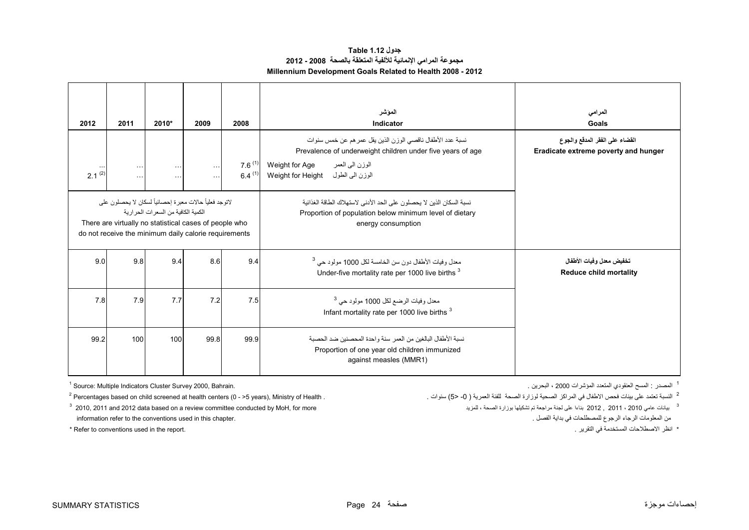# جدول Table 1.12

## مجموعة المرامي الإنمائية للألفية المتعلقة بالصحة 2008 - 2012

## Millennium Development Goals Related to Health 2008 - 2012

| 2012 | 2011 | 2010* | 2009 | 2008 | المؤشر Indicator | المرامي Goals |
|---|---|---|---|---|---|---|
| | | | | | نسبة عدد الأطفال ناقصي الوزن الذين يقل عمرهم عن خمس سنوات Prevalence of underweight children under five years of age | القضاء على الفقر المدقع والجوع Eradicate extreme poverty and hunger |
| … | … | … | … | 7.6 [1] | Weight for Age الوزن الى العمر | |
| 2.1 [2] | … | … | … | 6.4 [1] | Weight for Height الوزن الى الطول | |
| لاتوجد فعلياً حالات معبرة إحصائياً لسكان لا يحصلون على الكمية الكافية من السعرات الحرارية There are virtually no statistical cases of people who do not receive the minimum daily calorie requirements | | | | | نسبة السكان الذين لا يحصلون على الحد الأدنى لاستهلاك الطاقة الغذائية Proportion of population below minimum level of dietary energy consumption | |
| 9.0 | 9.8 | 9.4 | 8.6 | 9.4 | معدل وفيات الأطفال دون سن الخامسة لكل 1000 مولود حي [3] Under-five mortality rate per 1000 live births [3] | تخفيض معدل وفيات الأطفال Reduce child mortality |
| 7.8 | 7.9 | 7.7 | 7.2 | 7.5 | معدل وفيات الرضع لكل 1000 مولود حي [3] Infant mortality rate per 1000 live births [3] | |
| 99.2 | 100 | 100 | 99.8 | 99.9 | نسبة الأطفال البالغين من العمر سنة واحدة المحصنين ضد الحصبة Proportion of one year old children immunized against measles (MMR1) | |

[1] Source: Multiple Indicators Cluster Survey 2000, Bahrain.

[1] المصدر : المسح العنقودي المتعدد المؤشرات 2000 ، البحرين .

[2] Percentages based on child screened at health centers (0 - >5 years), Ministry of Health .

[2] النسبة تعتمد على بينات فحص الاطفال في المراكز الصحية لوزارة الصحة للفئة العمرية ( 0- <5) سنوات .

[3] 2010, 2011 and 2012 data based on a review committee conducted by MoH, for more information refer to the conventions used in this chapter.

[3] بيانات عامي 2010 ، 2011 , 2012 بناءا على لجنة مراجعة تم تشكيلها بوزارة الصحة ، للمزيد من المعلومات الرجاء الرجوع للمصطلحات في بداية الفصل .

* Refer to conventions used in the report.

* انظر الاصطلاحات المستخدمة في التقرير .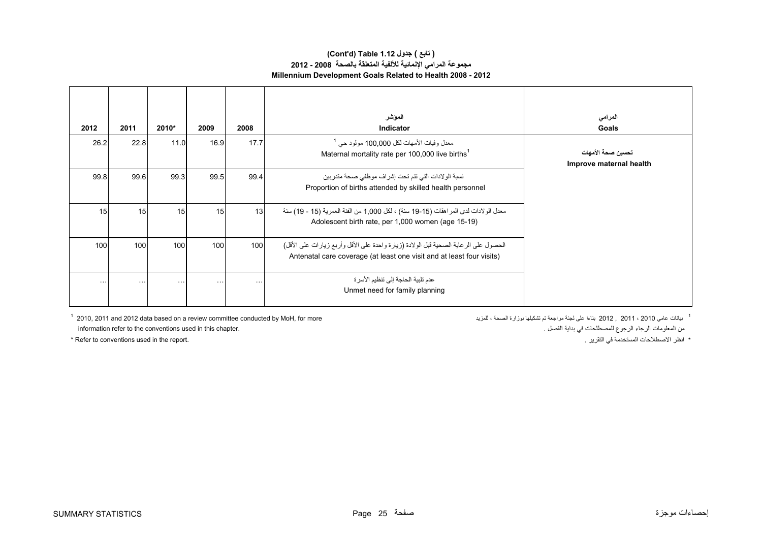## (Cont'd) Table 1.12 جدول ( تابع )
## مجموعة المرامي الإنمائية للألفية المتعلقة بالصحة 2008 - 2012
## Millennium Development Goals Related to Health 2008 - 2012

| 2012 | 2011 | 2010* | 2009 | 2008 | المؤشر<br>Indicator | المرامي<br>Goals |
|---|---|---|---|---|---|---|
| 26.2 | 22.8 | 11.0 | 16.9 | 17.7 | معدل وفيات الأمهات لكل 100,000 مولود حي [1]<br>Maternal mortality rate per 100,000 live births[1] | تحسين صحة الأمهات<br>Improve maternal health |
| 99.8 | 99.6 | 99.3 | 99.5 | 99.4 | نسبة الولادات التي تتم تحت إشراف موظفي صحة متدربين<br>Proportion of births attended by skilled health personnel | |
| 15 | 15 | 15 | 15 | 13 | معدل الولادات لدى المراهقات (15-19 سنة) ، لكل 1,000 من الفئة العمرية (15 - 19) سنة<br>Adolescent birth rate, per 1,000 women (age 15-19) | |
| 100 | 100 | 100 | 100 | 100 | الحصول على الرعاية الصحية قبل الولادة (زيارة واحدة على الأقل وأربع زيارات على الأقل)<br>Antenatal care coverage (at least one visit and at least four visits) | |
| ... | ... | ... | ... | ... | عدم تلبية الحاجة إلى تنظيم الأسرة<br>Unmet need for family planning | |

[1] 2010, 2011 and 2012 data based on a review committee conducted by MoH, for more information refer to the conventions used in this chapter.

[1] بيانات عامي 2010 ، 2011 , 2012 بناءا على لجنة مراجعة تم تشكيلها بوزارة الصحة ، للمزيد من المعلومات الرجاء الرجوع للمصطلحات في بداية الفصل .

* Refer to conventions used in the report.

* انظر الاصطلاحات المستخدمة في التقرير .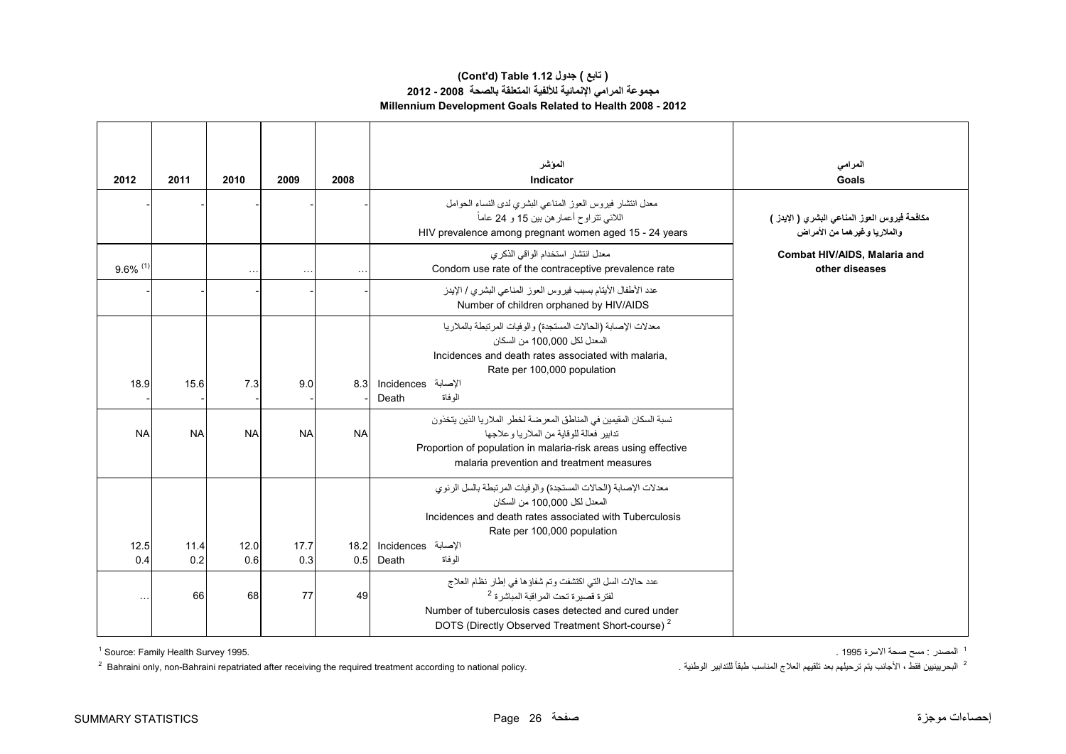**(Cont'd) Table 1.12 جدول ( تابع )**

**مجموعة المرامي الإنمائية للألفية المتعلقة بالصحة 2008 - 2012**

**Millennium Development Goals Related to Health 2008 - 2012**

| 2012 | 2011 | 2010 | 2009 | 2008 | المؤشر<br>Indicator | المرامي<br>Goals |
|---|---|---|---|---|---|---|
| - | - | - | - | - | معدل انتشار فيروس العوز المناعي البشري لدى النساء الحوامل اللائي تتراوح أعمارهن بين 15 و 24 عاماً<br>HIV prevalence among pregnant women aged 15 - 24 years | **مكافحة فيروس العوز المناعي البشري ( الإيدز ) والملاريا وغيرهما من الأمراض**<br>**Combat HIV/AIDS, Malaria and other diseases** |
| 9.6% [1] | | … | … | … | معدل انتشار استخدام الواقي الذكري<br>Condom use rate of the contraceptive prevalence rate | |
| - | - | - | - | - | عدد الأطفال الأيتام بسبب فيروس العوز المناعي البشري / الإيدز<br>Number of children orphaned by HIV/AIDS | |
| | | | | | معدلات الإصابة (الحالات المستجدة) والوفيات المرتبطة بالملاريا<br>المعدل لكل 100,000 من السكان<br>Incidences and death rates associated with malaria,<br>Rate per 100,000 population | |
| 18.9 | 15.6 | 7.3 | 9.0 | 8.3 | Incidences الإصابة | |
| - | - | - | - | - | Death الوفاة | |
| NA | NA | NA | NA | NA | نسبة السكان المقيمين في المناطق المعرضة لخطر الملاريا الذين يتخذون تدابير فعالة للوقاية من الملاريا وعلاجها<br>Proportion of population in malaria-risk areas using effective malaria prevention and treatment measures | |
| | | | | | معدلات الإصابة (الحالات المستجدة) والوفيات المرتبطة بالسل الرئوي<br>المعدل لكل 100,000 من السكان<br>Incidences and death rates associated with Tuberculosis<br>Rate per 100,000 population | |
| 12.5 | 11.4 | 12.0 | 17.7 | 18.2 | Incidences الإصابة | |
| 0.4 | 0.2 | 0.6 | 0.3 | 0.5 | Death الوفاة | |
| … | 66 | 68 | 77 | 49 | عدد حالات السل التي اكتشفت وتم شفاؤها في إطار نظام العلاج لفترة قصيرة تحت المراقبة المباشرة [2]<br>Number of tuberculosis cases detected and cured under DOTS (Directly Observed Treatment Short-course) [2] | |

[1] Source: Family Health Survey 1995.

[1] المصدر : مسح صحة الاسرة 1995 .

[2] Bahraini only, non-Bahraini repatriated after receiving the required treatment according to national policy.

[2] البحرينيين فقط ، الأجانب يتم ترحيلهم بعد تلقيهم العلاج المناسب طبقاً للتدابير الوطنية .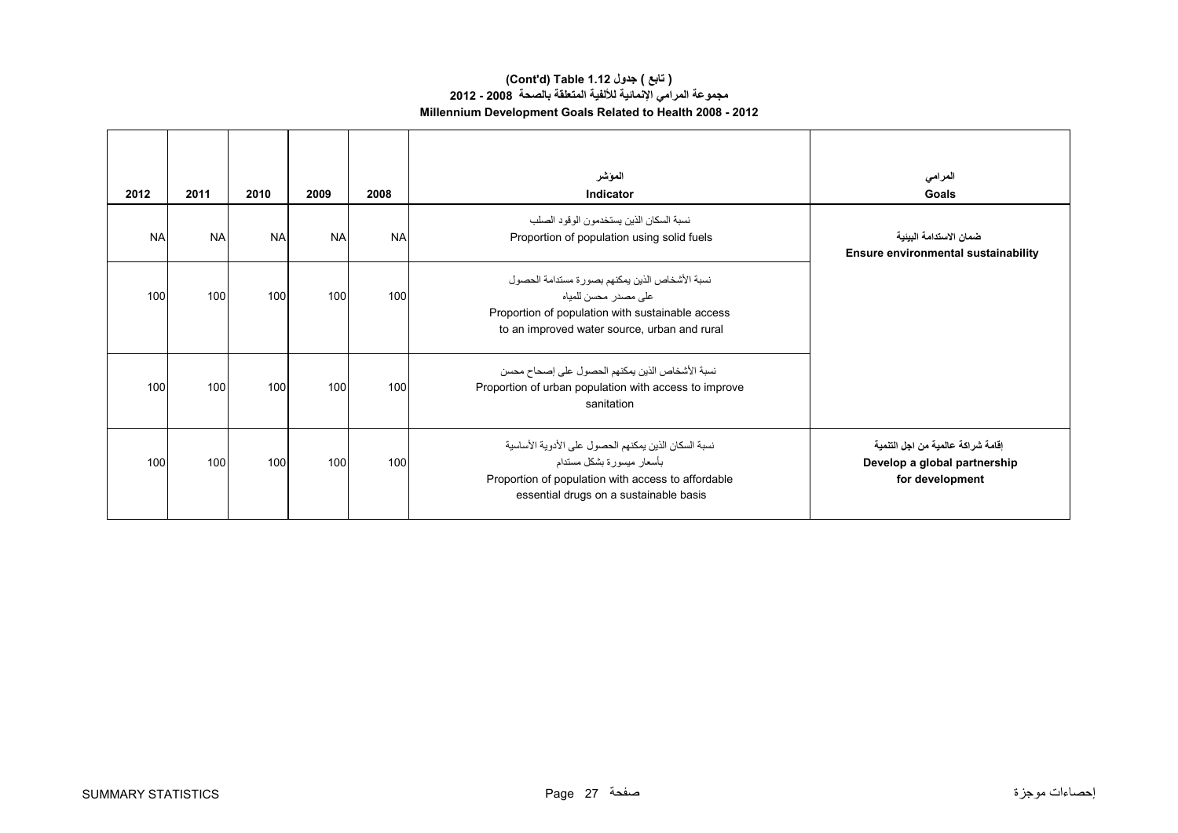# (Cont'd) Table 1.12 جدول ( تابع )

## مجموعة المرامي الإنمائية للألفية المتعلقة بالصحة 2008 - 2012

## Millennium Development Goals Related to Health 2008 - 2012

| 2012 | 2011 | 2010 | 2009 | 2008 | المؤشر<br>Indicator | المرامي<br>Goals |
|---|---|---|---|---|---|---|
| NA | NA | NA | NA | NA | نسبة السكان الذين يستخدمون الوقود الصلب<br>Proportion of population using solid fuels | ضمان الاستدامة البيئية<br>**Ensure environmental sustainability** |
| 100 | 100 | 100 | 100 | 100 | نسبة الأشخاص الذين يمكنهم بصورة مستدامة الحصول على مصدر محسن للمياه<br>Proportion of population with sustainable access to an improved water source, urban and rural | |
| 100 | 100 | 100 | 100 | 100 | نسبة الأشخاص الذين يمكنهم الحصول على إصحاح محسن<br>Proportion of urban population with access to improve sanitation | |
| 100 | 100 | 100 | 100 | 100 | نسبة السكان الذين يمكنهم الحصول على الأدوية الأساسية بأسعار ميسورة بشكل مستدام<br>Proportion of population with access to affordable essential drugs on a sustainable basis | إقامة شراكة عالمية من اجل التنمية<br>**Develop a global partnership for development** |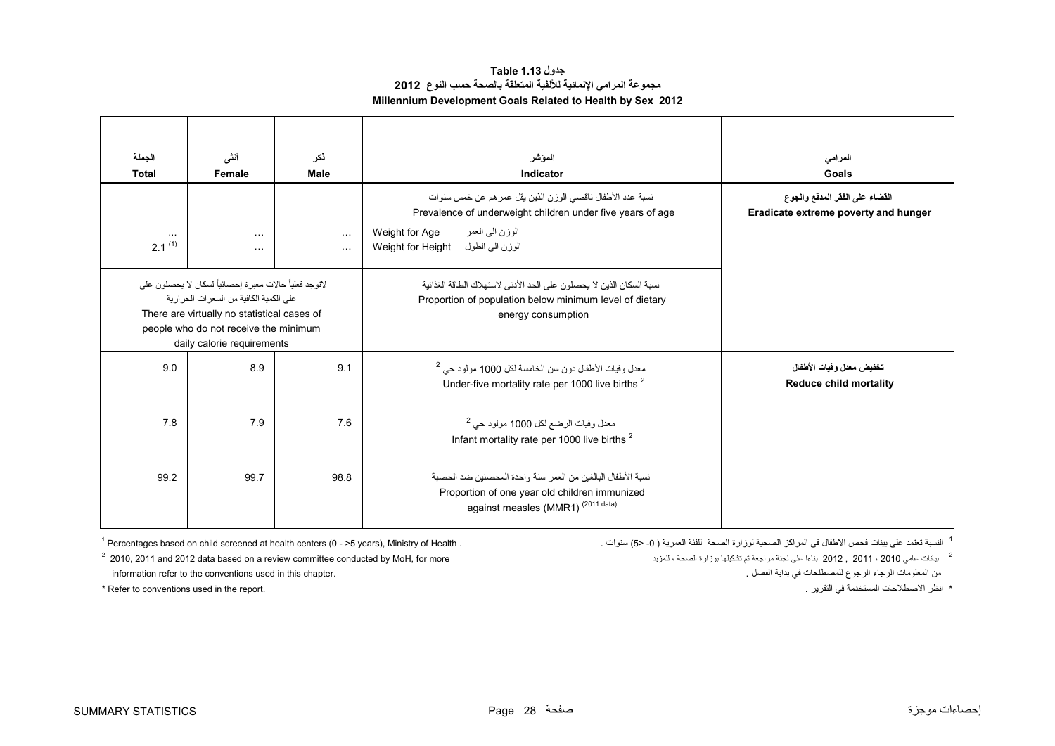# جدول Table 1.13

## مجموعة المرامي الإنمائية للألفية المتعلقة بالصحة حسب النوع 2012

## Millennium Development Goals Related to Health by Sex 2012

| الجملة Total | أنثى Female | ذكر Male | المؤشر Indicator | المرامي Goals |
|---|---|---|---|---|
| | | | نسبة عدد الأطفال ناقصي الوزن الذين يقل عمرهم عن خمس سنوات Prevalence of underweight children under five years of age | **القضاء على الفقر المدقع والجوع Eradicate extreme poverty and hunger** |
| ... | ... | ... | Weight for Age الوزن الى العمر | |
| 2.1 (1) | ... | ... | Weight for Height الوزن الى الطول | |
| لاتوجد فعلياً حالات معبرة إحصائياً لسكان لا يحصلون على الكمية الكافية من السعرات الحرارية There are virtually no statistical cases of people who do not receive the minimum daily calorie requirements | | | نسبة السكان الذين لا يحصلون على الحد الأدنى لاستهلاك الطاقة الغذائية Proportion of population below minimum level of dietary energy consumption | |
| 9.0 | 8.9 | 9.1 | معدل وفيات الأطفال دون سن الخامسة لكل 1000 مولود حي [2] Under-five mortality rate per 1000 live births [2] | **تخفيض معدل وفيات الأطفال Reduce child mortality** |
| 7.8 | 7.9 | 7.6 | معدل وفيات الرضع لكل 1000 مولود حي [2] Infant mortality rate per 1000 live births [2] | |
| 99.2 | 99.7 | 98.8 | نسبة الأطفال البالغين من العمر سنة واحدة المحصنين ضد الحصبة Proportion of one year old children immunized against measles (MMR1) (2011 data) | |

[1] Percentages based on child screened at health centers (0 - >5 years), Ministry of Health .

[2] 2010, 2011 and 2012 data based on a review committee conducted by MoH, for more information refer to the conventions used in this chapter.

* Refer to conventions used in the report.

[1] النسبة تعتمد على بينات فحص الاطفال في المراكز الصحية لوزارة الصحة للفئة العمرية ( 0- <5) سنوات .

[2] بيانات عامي 2010 ، 2011 , 2012 بناءا على لجنة مراجعة تم تشكيلها بوزارة الصحة ، للمزيد من المعلومات الرجاء الرجوع للمصطلحات في بداية الفصل .

* انظر الاصطلاحات المستخدمة في التقرير .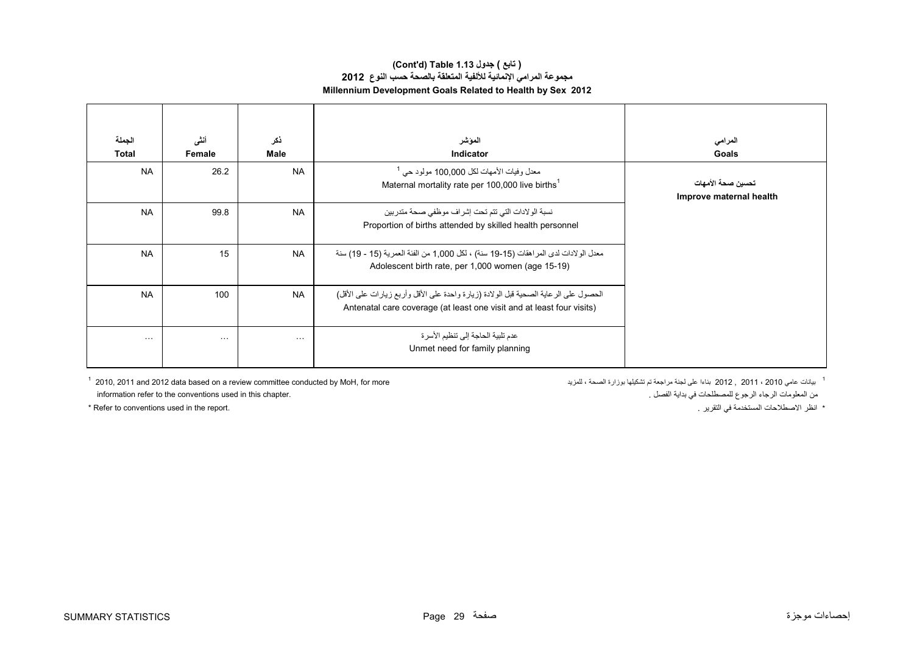# (تابع ) جدول 1.13 (Cont'd) Table
## مجموعة المرامي الإنمائية للألفية المتعلقة بالصحة حسب النوع 2012
## Millennium Development Goals Related to Health by Sex 2012

| الجملة<br>Total | أنثى<br>Female | ذكر<br>Male | المؤشر<br>Indicator | المرامي<br>Goals |
|---|---|---|---|---|
| NA | 26.2 | NA | معدل وفيات الأمهات لكل 100,000 مولود حي [1]<br>Maternal mortality rate per 100,000 live births[1] | تحسين صحة الأمهات<br>Improve maternal health |
| NA | 99.8 | NA | نسبة الولادات التي تتم تحت إشراف موظفي صحة متدربين<br>Proportion of births attended by skilled health personnel | |
| NA | 15 | NA | معدل الولادات لدى المراهقات (15-19 سنة) ، لكل 1,000 من الفئة العمرية (15 - 19) سنة<br>Adolescent birth rate, per 1,000 women (age 15-19) | |
| NA | 100 | NA | الحصول على الرعاية الصحية قبل الولادة (زيارة واحدة على الأقل وأربع زيارات على الأقل)<br>Antenatal care coverage (at least one visit and at least four visits) | |
| ... | ... | ... | عدم تلبية الحاجة إلى تنظيم الأسرة<br>Unmet need for family planning | |

[1] 2010, 2011 and 2012 data based on a review committee conducted by MoH, for more information refer to the conventions used in this chapter.

[1] بيانات عامي 2010 ، 2011 , 2012 بناءا على لجنة مراجعة تم تشكيلها بوزارة الصحة ، للمزيد من المعلومات الرجاء الرجوع للمصطلحات في بداية الفصل .

* Refer to conventions used in the report.

* انظر الاصطلاحات المستخدمة في التقرير .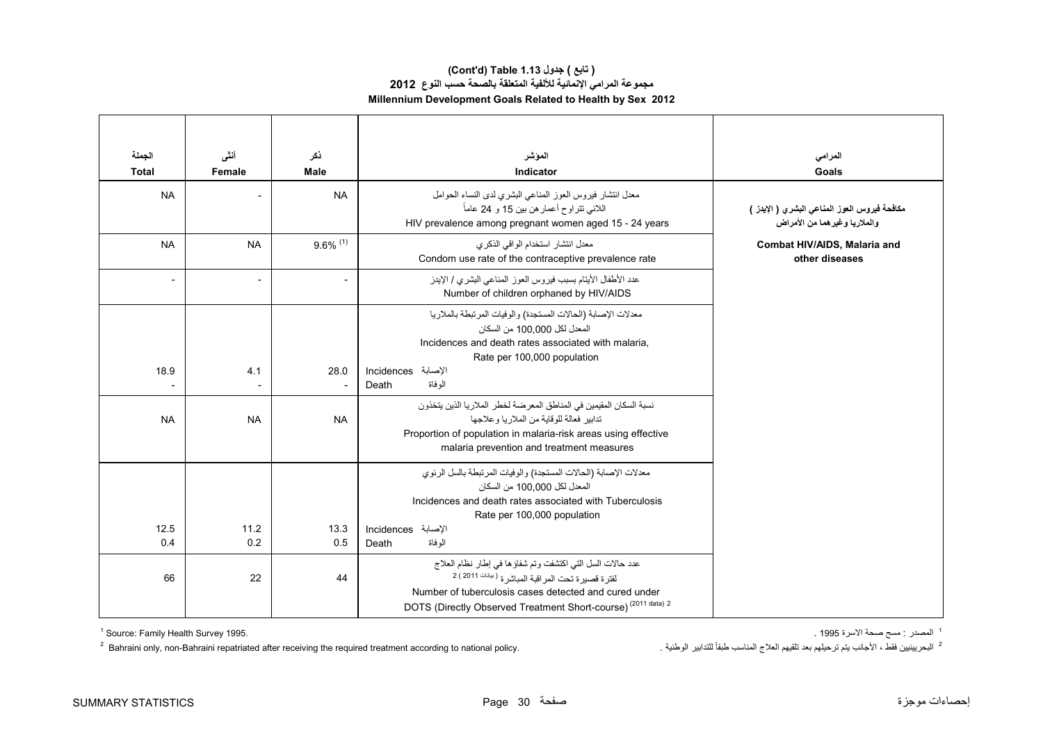**(تابع) جدول 1.13 (Cont'd) Table 1.13**

**مجموعة المرامي الإنمائية للألفية المتعلقة بالصحة حسب النوع 2012**

**Millennium Development Goals Related to Health by Sex 2012**

| الجملة Total | أنثى Female | ذكر Male | المؤشر Indicator | المرامي Goals |
|---|---|---|---|---|
| NA | - | NA | معدل انتشار فيروس العوز المناعي البشري لدى النساء الحوامل اللاتي تتراوح أعمارهن بين 15 و 24 عاماً HIV prevalence among pregnant women aged 15 - 24 years | مكافحة فيروس العوز المناعي البشري ( الإيدز ) والملاريا وغيرهما من الأمراض Combat HIV/AIDS, Malaria and other diseases |
| NA | NA | 9.6% (1) | معدل انتشار استخدام الواقي الذكري Condom use rate of the contraceptive prevalence rate | |
| - | - | - | عدد الأطفال الأيتام بسبب فيروس العوز المناعي البشري / الإيدز Number of children orphaned by HIV/AIDS | |
| | | | معدلات الإصابة (الحالات المستجدة) والوفيات المرتبطة بالملاريا المعدل لكل 100,000 من السكان Incidences and death rates associated with malaria, Rate per 100,000 population | |
| 18.9 | 4.1 | 28.0 | Incidences الإصابة | |
| - | - | - | Death الوفاة | |
| NA | NA | NA | نسبة السكان المقيمين في المناطق المعرضة لخطر الملاريا الذين يتخذون تدابير فعالة للوقاية من الملاريا وعلاجها Proportion of population in malaria-risk areas using effective malaria prevention and treatment measures | |
| | | | معدلات الإصابة (الحالات المستجدة) والوفيات المرتبطة بالسل الرئوي المعدل لكل 100,000 من السكان Incidences and death rates associated with Tuberculosis Rate per 100,000 population | |
| 12.5 | 11.2 | 13.3 | Incidences الإصابة | |
| 0.4 | 0.2 | 0.5 | Death الوفاة | |
| 66 | 22 | 44 | عدد حالات السل التي اكتشفت وتم شفاؤها في إطار نظام العلاج لفترة قصيرة تحت المراقبة المباشرة (بيانات 2011) 2 Number of tuberculosis cases detected and cured under DOTS (Directly Observed Treatment Short-course) (2011 data) 2 | |

[1] Source: Family Health Survey 1995.

[2] Bahraini only, non-Bahraini repatriated after receiving the required treatment according to national policy.

[1] المصدر : مسح صحة الاسرة 1995 .

[2] البحرينيين فقط ، الأجانب يتم ترحيلهم بعد تلقيهم العلاج المناسب طبقاً للتدابير الوطنية .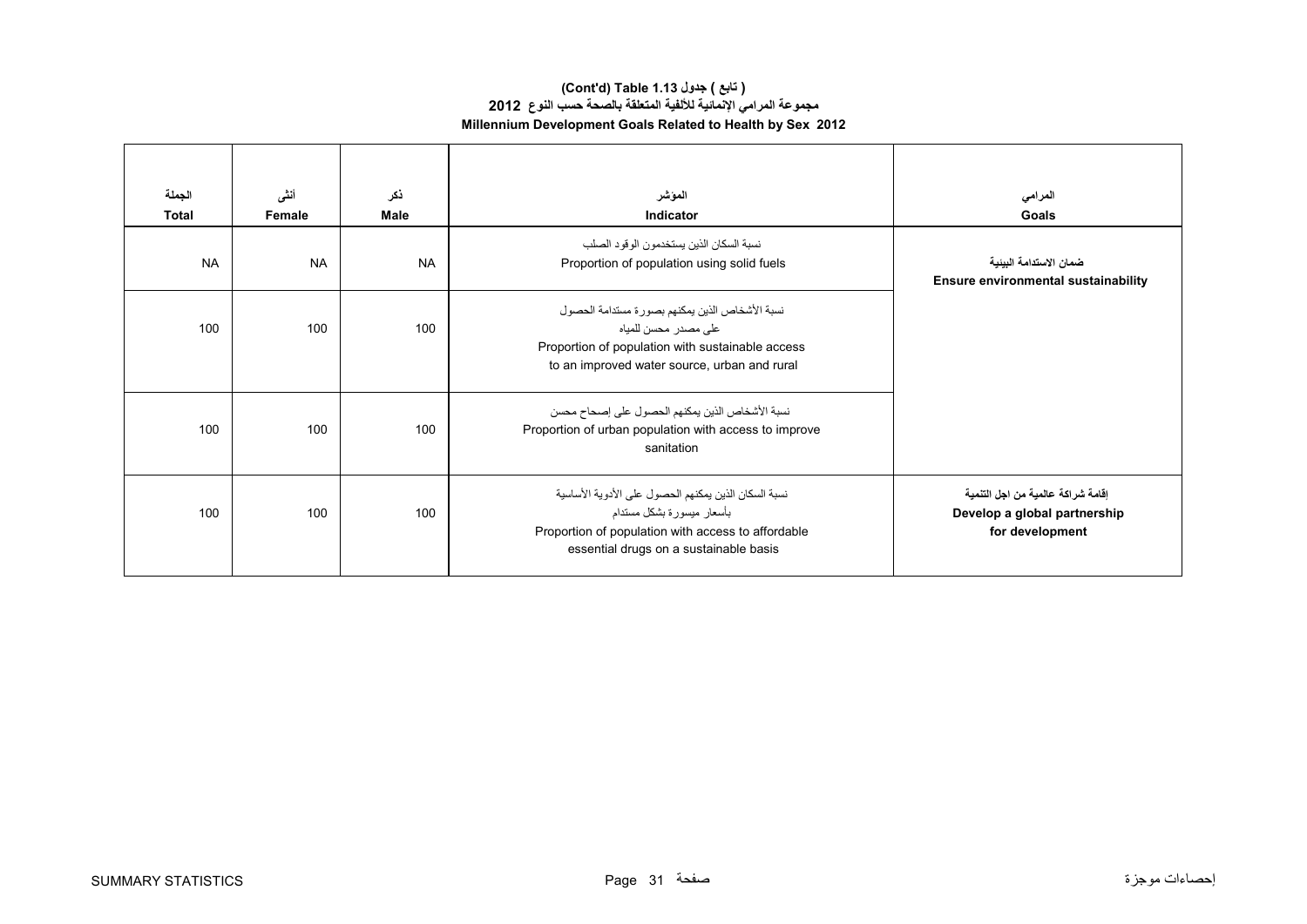**( تابع ) جدول 1.13 (Cont'd) Table**

**مجموعة المرامي الإنمائية للألفية المتعلقة بالصحة حسب النوع 2012**

**Millennium Development Goals Related to Health by Sex 2012**

| الجملة<br>Total | أنثى<br>Female | ذكر<br>Male | المؤشر<br>Indicator | المرامي<br>Goals |
|---|---|---|---|---|
| NA | NA | NA | نسبة السكان الذين يستخدمون الوقود الصلب<br>Proportion of population using solid fuels | ضمان الاستدامة البيئية<br>Ensure environmental sustainability |
| 100 | 100 | 100 | نسبة الأشخاص الذين يمكنهم بصورة مستدامة الحصول على مصدر محسن للمياه<br>Proportion of population with sustainable access to an improved water source, urban and rural | |
| 100 | 100 | 100 | نسبة الأشخاص الذين يمكنهم الحصول على إصحاح محسن<br>Proportion of urban population with access to improve sanitation | |
| 100 | 100 | 100 | نسبة السكان الذين يمكنهم الحصول على الأدوية الأساسية بأسعار ميسورة بشكل مستدام<br>Proportion of population with access to affordable essential drugs on a sustainable basis | إقامة شراكة عالمية من اجل التنمية<br>Develop a global partnership for development |